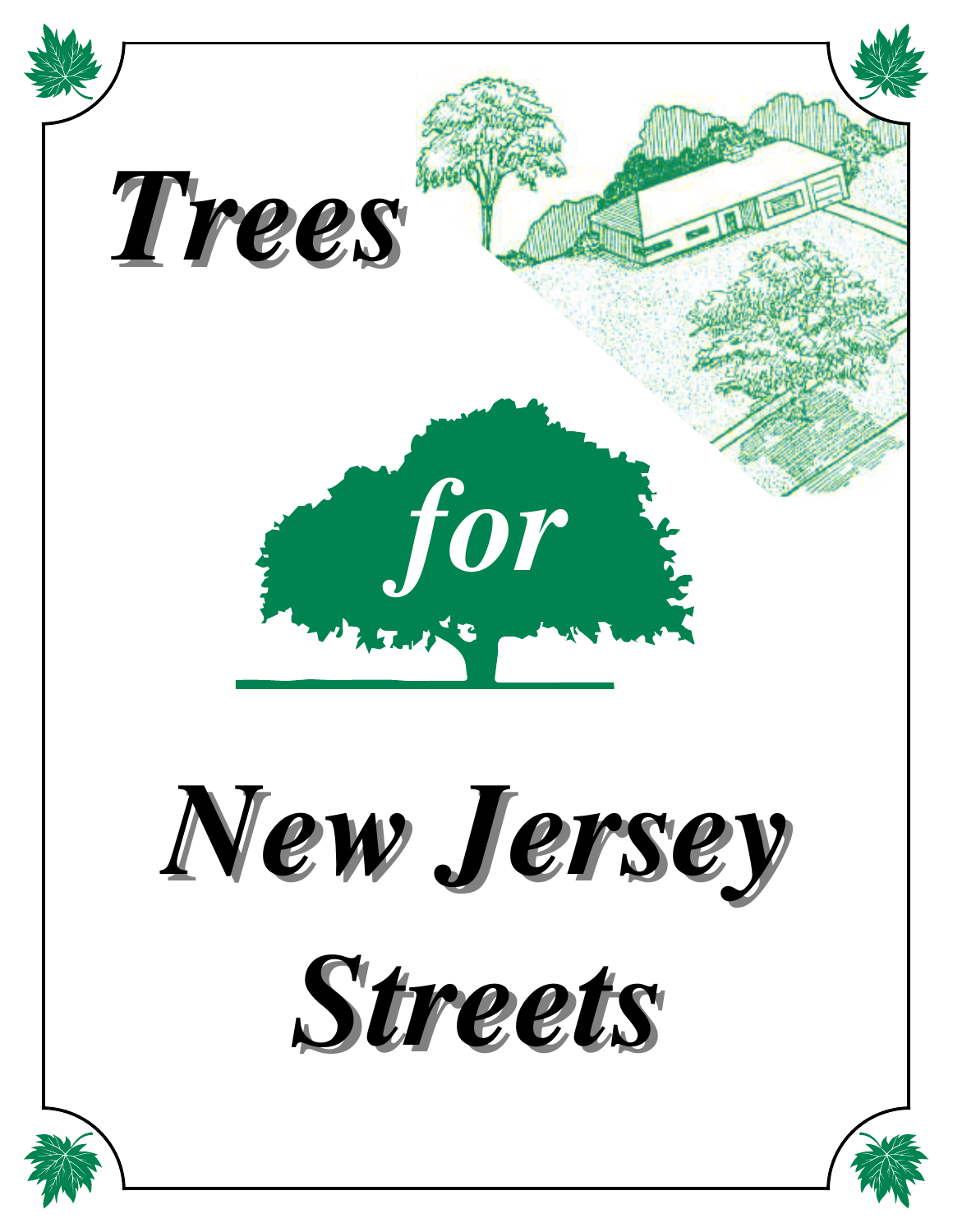# Trees for New Jersey Streets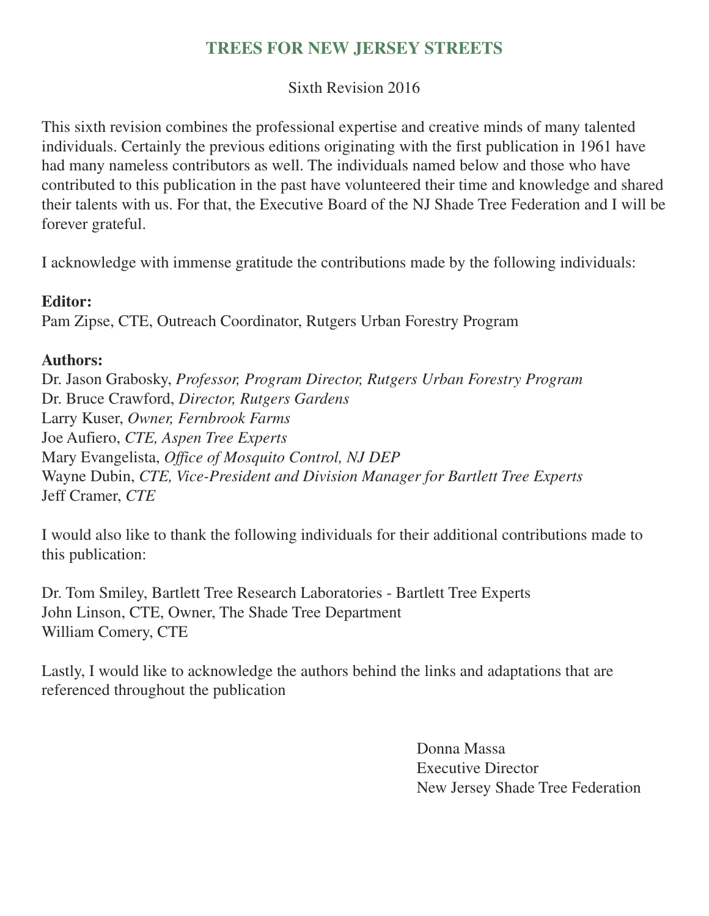# TREES FOR NEW JERSEY STREETS

Sixth Revision 2016

This sixth revision combines the professional expertise and creative minds of many talented individuals. Certainly the previous editions originating with the first publication in 1961 have had many nameless contributors as well. The individuals named below and those who have contributed to this publication in the past have volunteered their time and knowledge and shared their talents with us. For that, the Executive Board of the NJ Shade Tree Federation and I will be forever grateful.

I acknowledge with immense gratitude the contributions made by the following individuals:

**Editor:**
Pam Zipse, CTE, Outreach Coordinator, Rutgers Urban Forestry Program

**Authors:**
Dr. Jason Grabosky, *Professor, Program Director, Rutgers Urban Forestry Program*
Dr. Bruce Crawford, *Director, Rutgers Gardens*
Larry Kuser, *Owner, Fernbrook Farms*
Joe Aufiero, *CTE, Aspen Tree Experts*
Mary Evangelista, *Office of Mosquito Control, NJ DEP*
Wayne Dubin, *CTE, Vice-President and Division Manager for Bartlett Tree Experts*
Jeff Cramer, *CTE*

I would also like to thank the following individuals for their additional contributions made to this publication:

Dr. Tom Smiley, Bartlett Tree Research Laboratories - Bartlett Tree Experts
John Linson, CTE, Owner, The Shade Tree Department
William Comery, CTE

Lastly, I would like to acknowledge the authors behind the links and adaptations that are referenced throughout the publication

Donna Massa
Executive Director
New Jersey Shade Tree Federation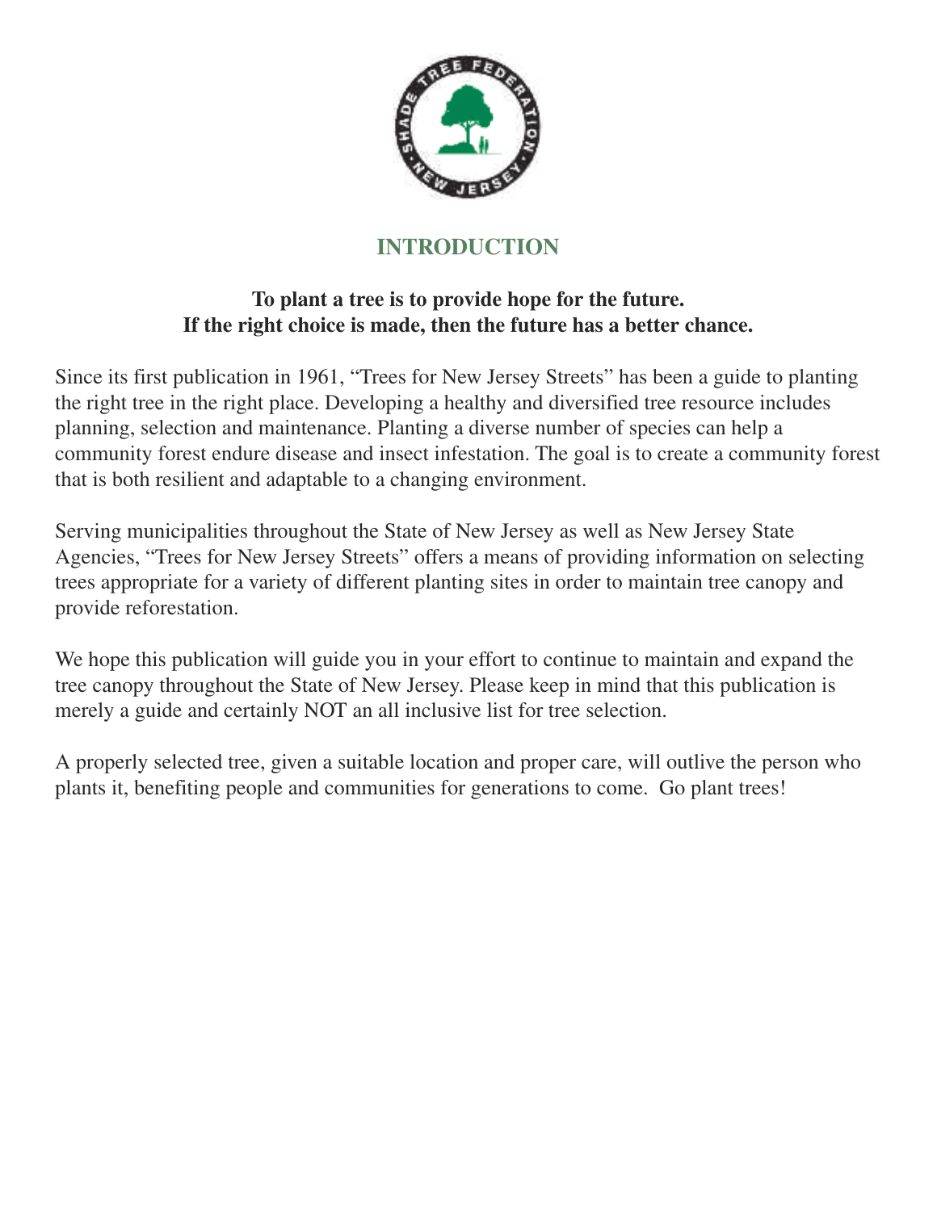## INTRODUCTION

**To plant a tree is to provide hope for the future.**
**If the right choice is made, then the future has a better chance.**

Since its first publication in 1961, “Trees for New Jersey Streets” has been a guide to planting the right tree in the right place. Developing a healthy and diversified tree resource includes planning, selection and maintenance. Planting a diverse number of species can help a community forest endure disease and insect infestation. The goal is to create a community forest that is both resilient and adaptable to a changing environment.

Serving municipalities throughout the State of New Jersey as well as New Jersey State Agencies, “Trees for New Jersey Streets” offers a means of providing information on selecting trees appropriate for a variety of different planting sites in order to maintain tree canopy and provide reforestation.

We hope this publication will guide you in your effort to continue to maintain and expand the tree canopy throughout the State of New Jersey. Please keep in mind that this publication is merely a guide and certainly NOT an all inclusive list for tree selection.

A properly selected tree, given a suitable location and proper care, will outlive the person who plants it, benefiting people and communities for generations to come. Go plant trees!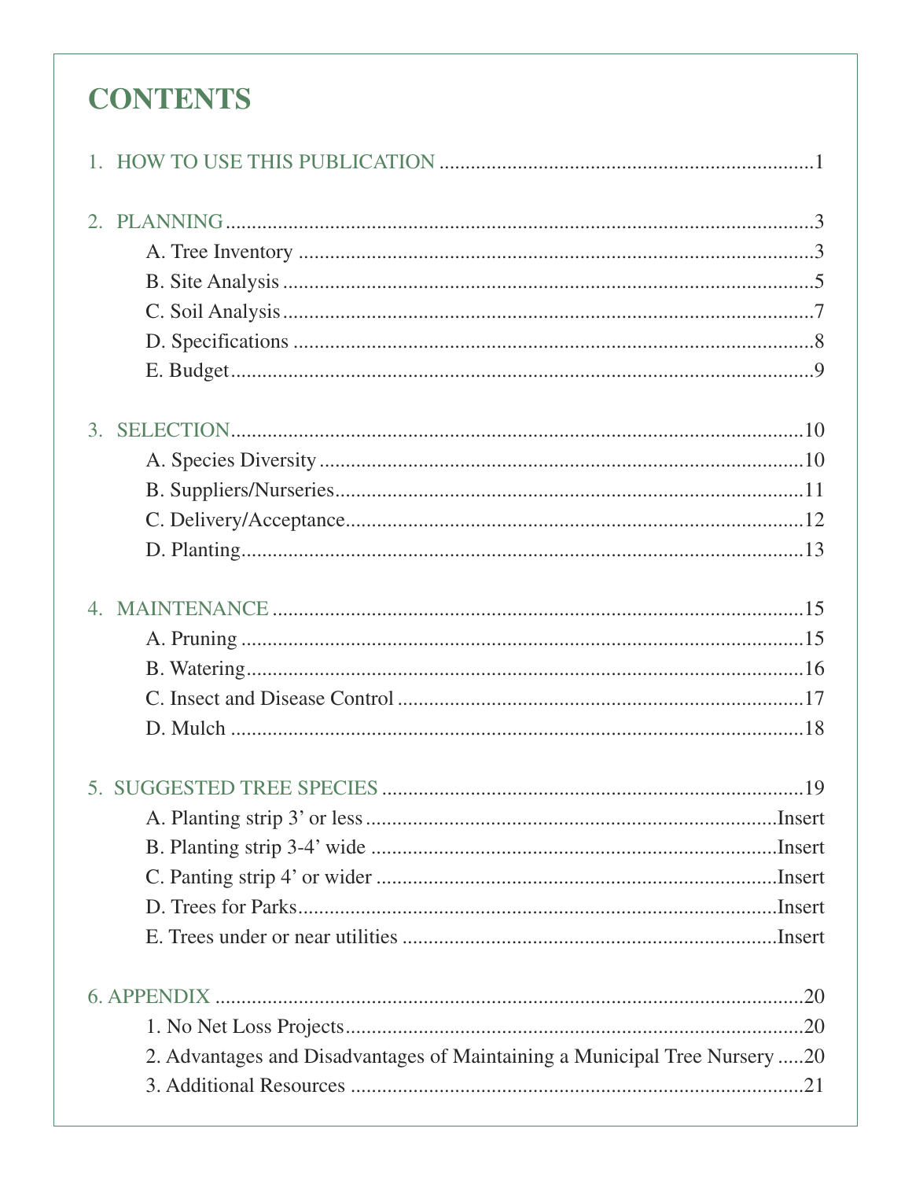# CONTENTS

1. HOW TO USE THIS PUBLICATION .......................................................................1

2. PLANNING .......................................................................3
   - A. Tree Inventory .......................................................................3
   - B. Site Analysis .......................................................................5
   - C. Soil Analysis .......................................................................7
   - D. Specifications .......................................................................8
   - E. Budget .......................................................................9

3. SELECTION .......................................................................10
   - A. Species Diversity .......................................................................10
   - B. Suppliers/Nurseries .......................................................................11
   - C. Delivery/Acceptance .......................................................................12
   - D. Planting .......................................................................13

4. MAINTENANCE .......................................................................15
   - A. Pruning .......................................................................15
   - B. Watering .......................................................................16
   - C. Insect and Disease Control .......................................................................17
   - D. Mulch .......................................................................18

5. SUGGESTED TREE SPECIES .......................................................................19
   - A. Planting strip 3' or less .......................................................................Insert
   - B. Planting strip 3-4' wide .......................................................................Insert
   - C. Panting strip 4' or wider .......................................................................Insert
   - D. Trees for Parks .......................................................................Insert
   - E. Trees under or near utilities .......................................................................Insert

6. APPENDIX .......................................................................20
   1. No Net Loss Projects .......................................................................20
   2. Advantages and Disadvantages of Maintaining a Municipal Tree Nursery .....20
   3. Additional Resources .......................................................................21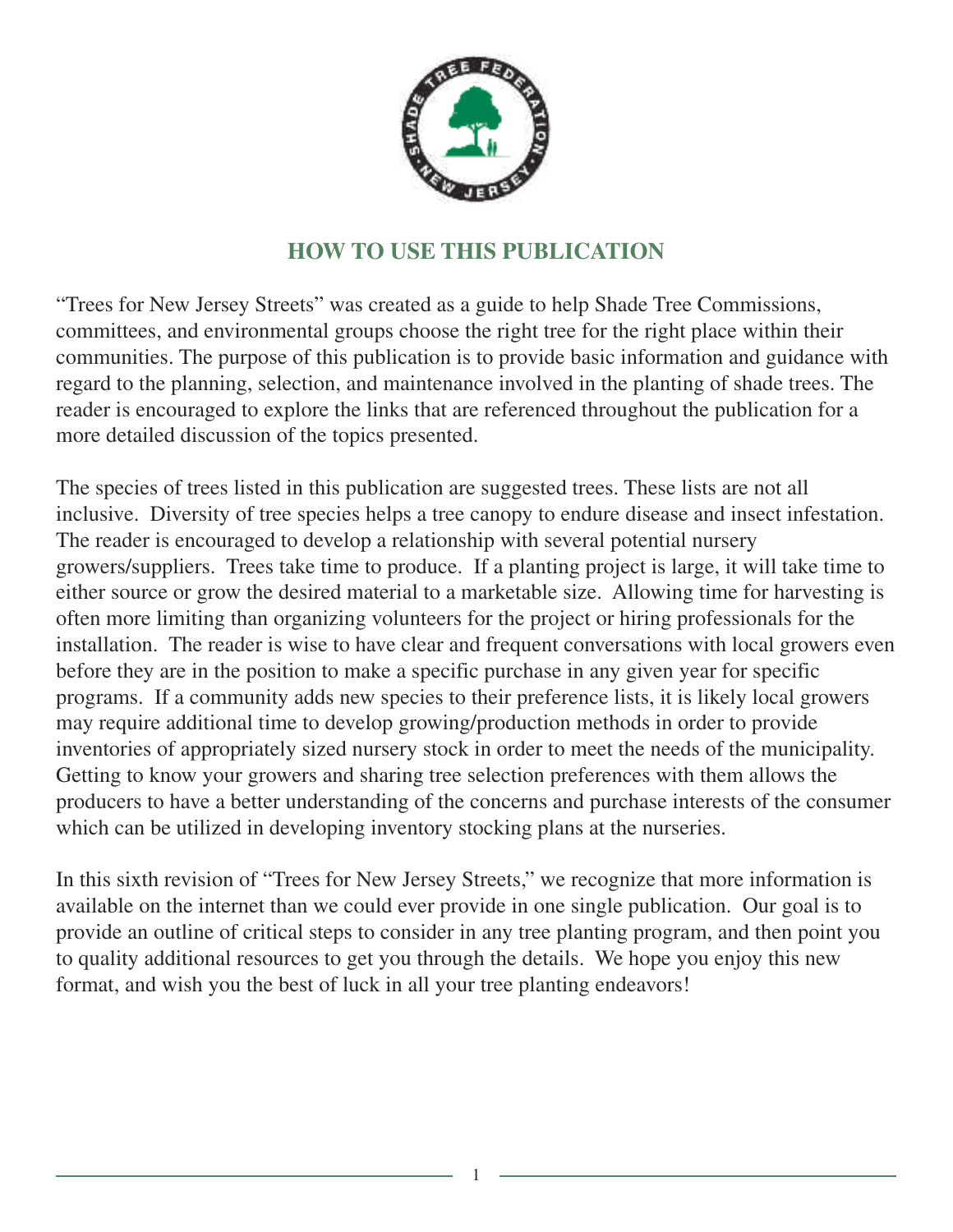## HOW TO USE THIS PUBLICATION

"Trees for New Jersey Streets" was created as a guide to help Shade Tree Commissions, committees, and environmental groups choose the right tree for the right place within their communities. The purpose of this publication is to provide basic information and guidance with regard to the planning, selection, and maintenance involved in the planting of shade trees. The reader is encouraged to explore the links that are referenced throughout the publication for a more detailed discussion of the topics presented.

The species of trees listed in this publication are suggested trees. These lists are not all inclusive. Diversity of tree species helps a tree canopy to endure disease and insect infestation. The reader is encouraged to develop a relationship with several potential nursery growers/suppliers. Trees take time to produce. If a planting project is large, it will take time to either source or grow the desired material to a marketable size. Allowing time for harvesting is often more limiting than organizing volunteers for the project or hiring professionals for the installation. The reader is wise to have clear and frequent conversations with local growers even before they are in the position to make a specific purchase in any given year for specific programs. If a community adds new species to their preference lists, it is likely local growers may require additional time to develop growing/production methods in order to provide inventories of appropriately sized nursery stock in order to meet the needs of the municipality. Getting to know your growers and sharing tree selection preferences with them allows the producers to have a better understanding of the concerns and purchase interests of the consumer which can be utilized in developing inventory stocking plans at the nurseries.

In this sixth revision of "Trees for New Jersey Streets," we recognize that more information is available on the internet than we could ever provide in one single publication. Our goal is to provide an outline of critical steps to consider in any tree planting program, and then point you to quality additional resources to get you through the details. We hope you enjoy this new format, and wish you the best of luck in all your tree planting endeavors!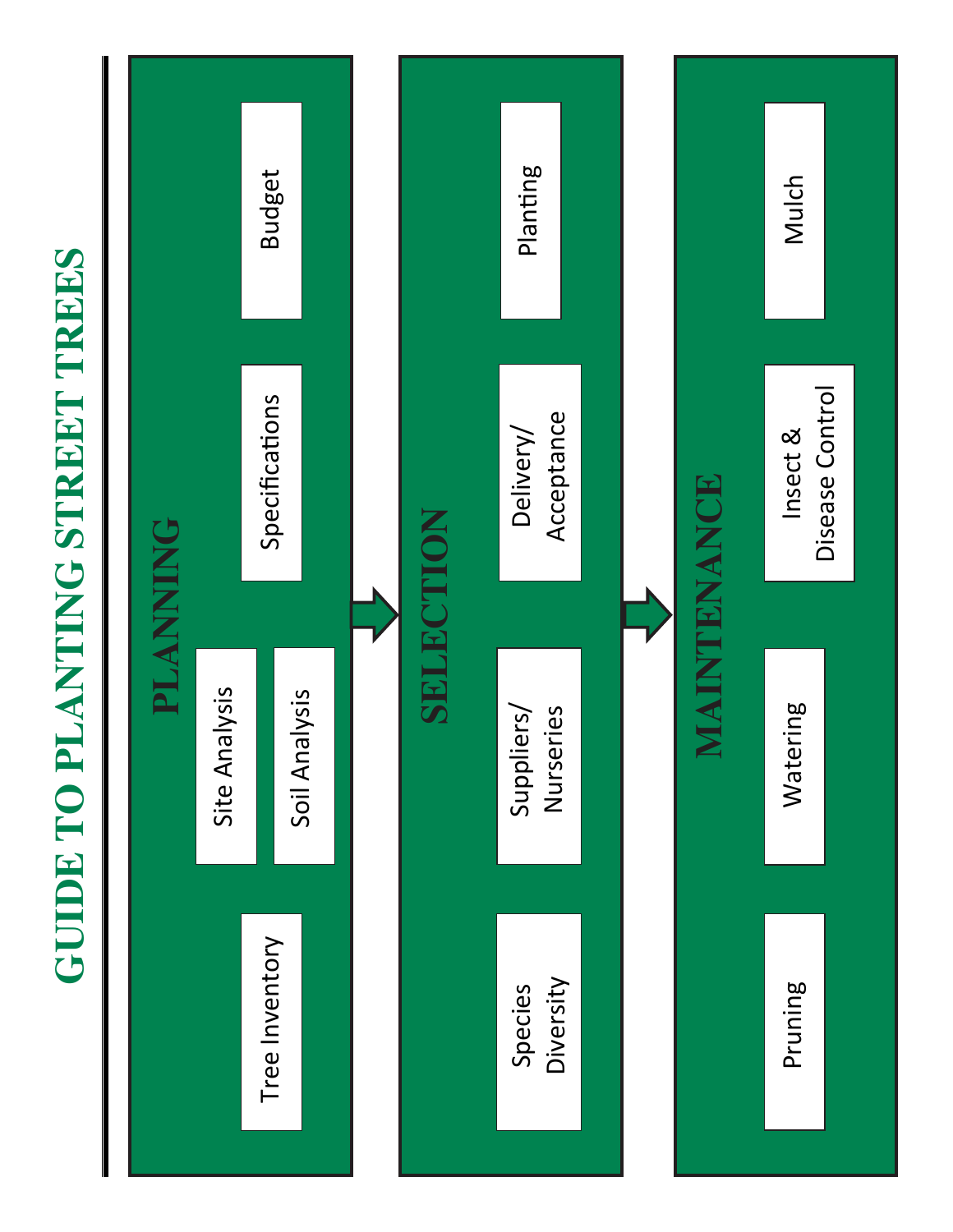# GUIDE TO PLANTING STREET TREES

## PLANNING

- Tree Inventory
- Site Analysis
- Soil Analysis
- Specifications
- Budget

## SELECTION

- Species Diversity
- Suppliers/ Nurseries
- Delivery/ Acceptance
- Planting

## MAINTENANCE

- Pruning
- Watering
- Insect & Disease Control
- Mulch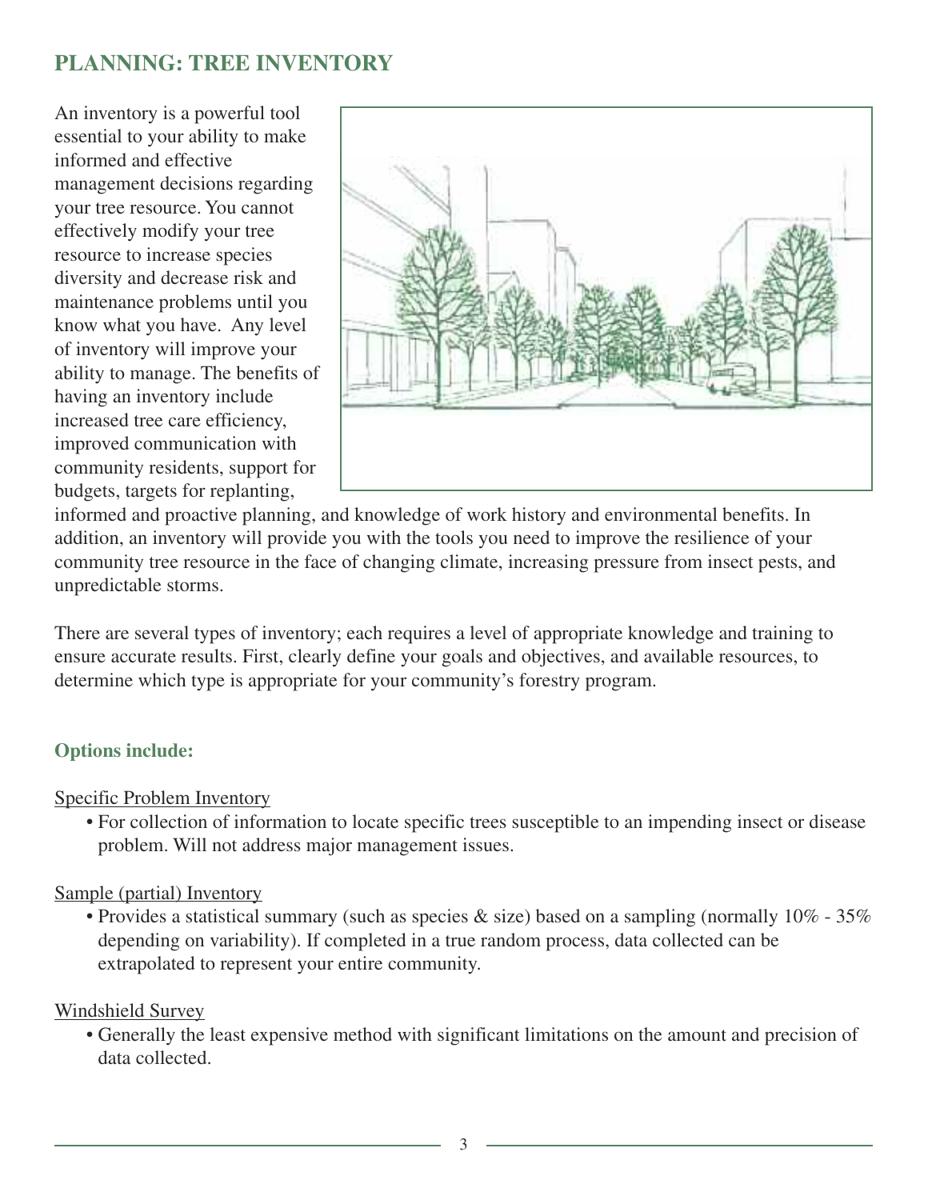## PLANNING: TREE INVENTORY

An inventory is a powerful tool essential to your ability to make informed and effective management decisions regarding your tree resource. You cannot effectively modify your tree resource to increase species diversity and decrease risk and maintenance problems until you know what you have. Any level of inventory will improve your ability to manage. The benefits of having an inventory include increased tree care efficiency, improved communication with community residents, support for budgets, targets for replanting, informed and proactive planning, and knowledge of work history and environmental benefits. In addition, an inventory will provide you with the tools you need to improve the resilience of your community tree resource in the face of changing climate, increasing pressure from insect pests, and unpredictable storms.

There are several types of inventory; each requires a level of appropriate knowledge and training to ensure accurate results. First, clearly define your goals and objectives, and available resources, to determine which type is appropriate for your community's forestry program.

### Options include:

Specific Problem Inventory

- For collection of information to locate specific trees susceptible to an impending insect or disease problem. Will not address major management issues.

Sample (partial) Inventory

- Provides a statistical summary (such as species & size) based on a sampling (normally 10% - 35% depending on variability). If completed in a true random process, data collected can be extrapolated to represent your entire community.

Windshield Survey

- Generally the least expensive method with significant limitations on the amount and precision of data collected.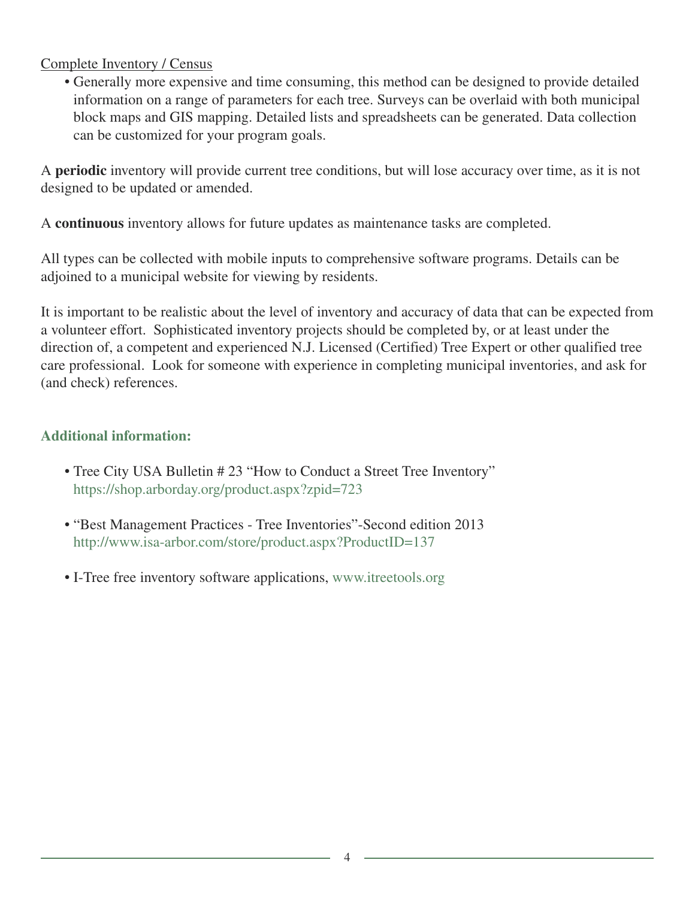Complete Inventory / Census

- Generally more expensive and time consuming, this method can be designed to provide detailed information on a range of parameters for each tree. Surveys can be overlaid with both municipal block maps and GIS mapping. Detailed lists and spreadsheets can be generated. Data collection can be customized for your program goals.

A **periodic** inventory will provide current tree conditions, but will lose accuracy over time, as it is not designed to be updated or amended.

A **continuous** inventory allows for future updates as maintenance tasks are completed.

All types can be collected with mobile inputs to comprehensive software programs. Details can be adjoined to a municipal website for viewing by residents.

It is important to be realistic about the level of inventory and accuracy of data that can be expected from a volunteer effort. Sophisticated inventory projects should be completed by, or at least under the direction of, a competent and experienced N.J. Licensed (Certified) Tree Expert or other qualified tree care professional. Look for someone with experience in completing municipal inventories, and ask for (and check) references.

### Additional information:

- Tree City USA Bulletin # 23 "How to Conduct a Street Tree Inventory" https://shop.arborday.org/product.aspx?zpid=723
- "Best Management Practices - Tree Inventories"-Second edition 2013 http://www.isa-arbor.com/store/product.aspx?ProductID=137
- I-Tree free inventory software applications, www.itreetools.org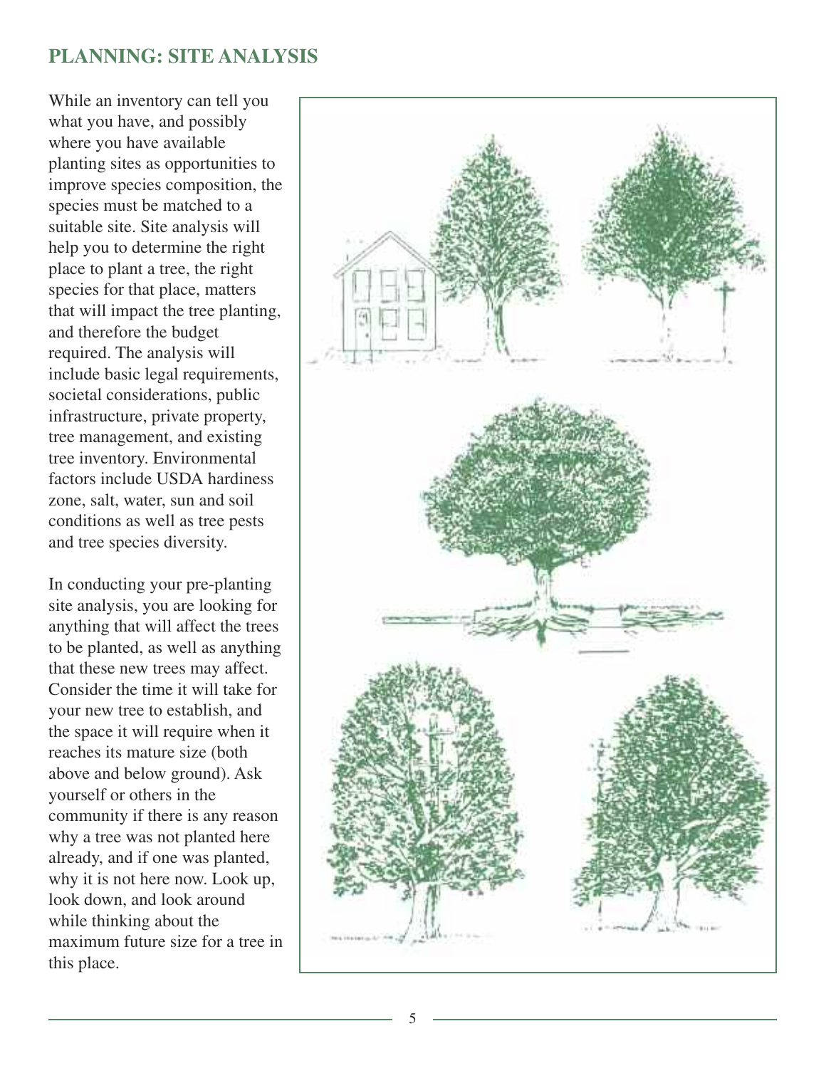## PLANNING: SITE ANALYSIS

While an inventory can tell you what you have, and possibly where you have available planting sites as opportunities to improve species composition, the species must be matched to a suitable site. Site analysis will help you to determine the right place to plant a tree, the right species for that place, matters that will impact the tree planting, and therefore the budget required. The analysis will include basic legal requirements, societal considerations, public infrastructure, private property, tree management, and existing tree inventory. Environmental factors include USDA hardiness zone, salt, water, sun and soil conditions as well as tree pests and tree species diversity.

In conducting your pre-planting site analysis, you are looking for anything that will affect the trees to be planted, as well as anything that these new trees may affect. Consider the time it will take for your new tree to establish, and the space it will require when it reaches its mature size (both above and below ground). Ask yourself or others in the community if there is any reason why a tree was not planted here already, and if one was planted, why it is not here now. Look up, look down, and look around while thinking about the maximum future size for a tree in this place.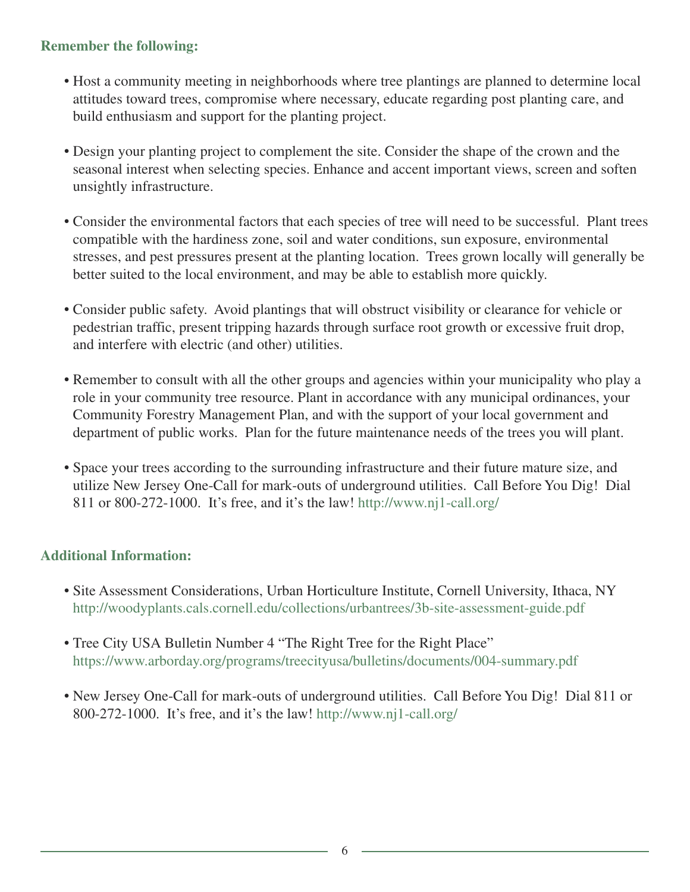### Remember the following:

- Host a community meeting in neighborhoods where tree plantings are planned to determine local attitudes toward trees, compromise where necessary, educate regarding post planting care, and build enthusiasm and support for the planting project.

- Design your planting project to complement the site. Consider the shape of the crown and the seasonal interest when selecting species. Enhance and accent important views, screen and soften unsightly infrastructure.

- Consider the environmental factors that each species of tree will need to be successful. Plant trees compatible with the hardiness zone, soil and water conditions, sun exposure, environmental stresses, and pest pressures present at the planting location. Trees grown locally will generally be better suited to the local environment, and may be able to establish more quickly.

- Consider public safety. Avoid plantings that will obstruct visibility or clearance for vehicle or pedestrian traffic, present tripping hazards through surface root growth or excessive fruit drop, and interfere with electric (and other) utilities.

- Remember to consult with all the other groups and agencies within your municipality who play a role in your community tree resource. Plant in accordance with any municipal ordinances, your Community Forestry Management Plan, and with the support of your local government and department of public works. Plan for the future maintenance needs of the trees you will plant.

- Space your trees according to the surrounding infrastructure and their future mature size, and utilize New Jersey One-Call for mark-outs of underground utilities. Call Before You Dig! Dial 811 or 800-272-1000. It's free, and it's the law! http://www.nj1-call.org/

### Additional Information:

- Site Assessment Considerations, Urban Horticulture Institute, Cornell University, Ithaca, NY http://woodyplants.cals.cornell.edu/collections/urbantrees/3b-site-assessment-guide.pdf

- Tree City USA Bulletin Number 4 "The Right Tree for the Right Place" https://www.arborday.org/programs/treecityusa/bulletins/documents/004-summary.pdf

- New Jersey One-Call for mark-outs of underground utilities. Call Before You Dig! Dial 811 or 800-272-1000. It's free, and it's the law! http://www.nj1-call.org/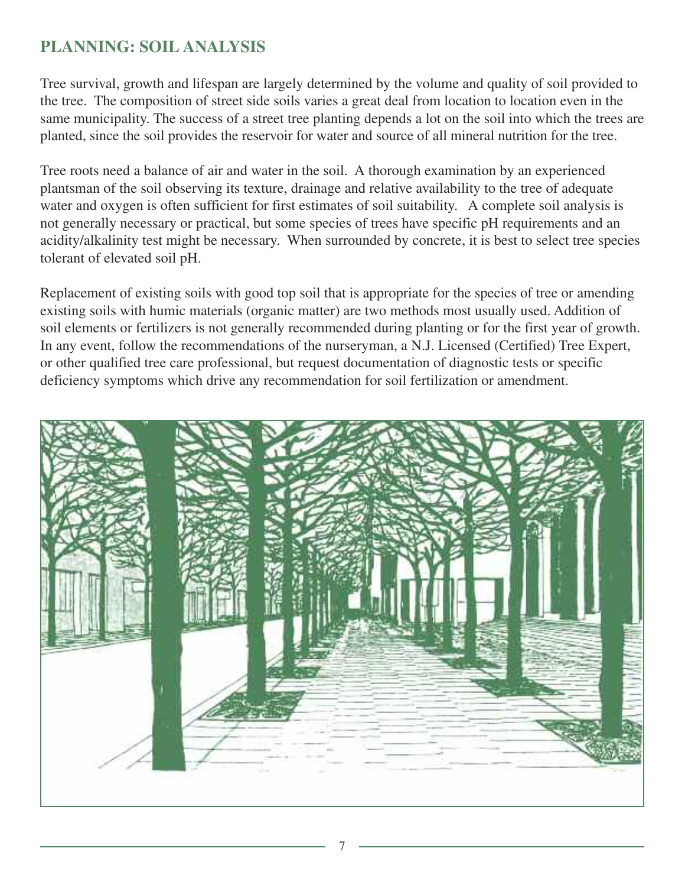## PLANNING: SOIL ANALYSIS

Tree survival, growth and lifespan are largely determined by the volume and quality of soil provided to the tree. The composition of street side soils varies a great deal from location to location even in the same municipality. The success of a street tree planting depends a lot on the soil into which the trees are planted, since the soil provides the reservoir for water and source of all mineral nutrition for the tree.

Tree roots need a balance of air and water in the soil. A thorough examination by an experienced plantsman of the soil observing its texture, drainage and relative availability to the tree of adequate water and oxygen is often sufficient for first estimates of soil suitability. A complete soil analysis is not generally necessary or practical, but some species of trees have specific pH requirements and an acidity/alkalinity test might be necessary. When surrounded by concrete, it is best to select tree species tolerant of elevated soil pH.

Replacement of existing soils with good top soil that is appropriate for the species of tree or amending existing soils with humic materials (organic matter) are two methods most usually used. Addition of soil elements or fertilizers is not generally recommended during planting or for the first year of growth. In any event, follow the recommendations of the nurseryman, a N.J. Licensed (Certified) Tree Expert, or other qualified tree care professional, but request documentation of diagnostic tests or specific deficiency symptoms which drive any recommendation for soil fertilization or amendment.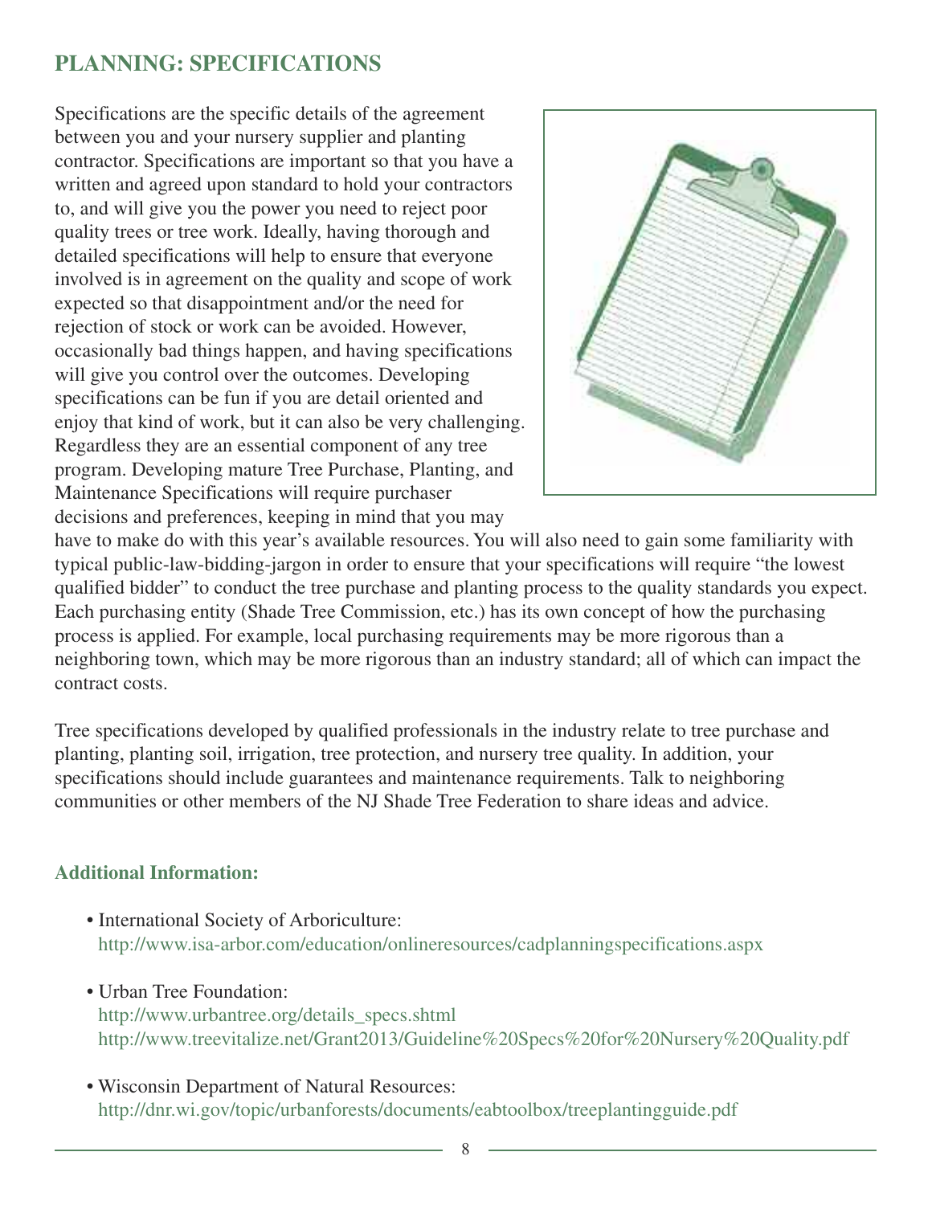## PLANNING: SPECIFICATIONS

Specifications are the specific details of the agreement between you and your nursery supplier and planting contractor. Specifications are important so that you have a written and agreed upon standard to hold your contractors to, and will give you the power you need to reject poor quality trees or tree work. Ideally, having thorough and detailed specifications will help to ensure that everyone involved is in agreement on the quality and scope of work expected so that disappointment and/or the need for rejection of stock or work can be avoided. However, occasionally bad things happen, and having specifications will give you control over the outcomes. Developing specifications can be fun if you are detail oriented and enjoy that kind of work, but it can also be very challenging. Regardless they are an essential component of any tree program. Developing mature Tree Purchase, Planting, and Maintenance Specifications will require purchaser decisions and preferences, keeping in mind that you may have to make do with this year's available resources. You will also need to gain some familiarity with typical public-law-bidding-jargon in order to ensure that your specifications will require "the lowest qualified bidder" to conduct the tree purchase and planting process to the quality standards you expect. Each purchasing entity (Shade Tree Commission, etc.) has its own concept of how the purchasing process is applied. For example, local purchasing requirements may be more rigorous than a neighboring town, which may be more rigorous than an industry standard; all of which can impact the contract costs.

Tree specifications developed by qualified professionals in the industry relate to tree purchase and planting, planting soil, irrigation, tree protection, and nursery tree quality. In addition, your specifications should include guarantees and maintenance requirements. Talk to neighboring communities or other members of the NJ Shade Tree Federation to share ideas and advice.

### Additional Information:

- International Society of Arboriculture:
  http://www.isa-arbor.com/education/onlineresources/cadplanningspecifications.aspx
- Urban Tree Foundation:
  http://www.urbantree.org/details_specs.shtml
  http://www.treevitalize.net/Grant2013/Guideline%20Specs%20for%20Nursery%20Quality.pdf
- Wisconsin Department of Natural Resources:
  http://dnr.wi.gov/topic/urbanforests/documents/eabtoolbox/treeplantingguide.pdf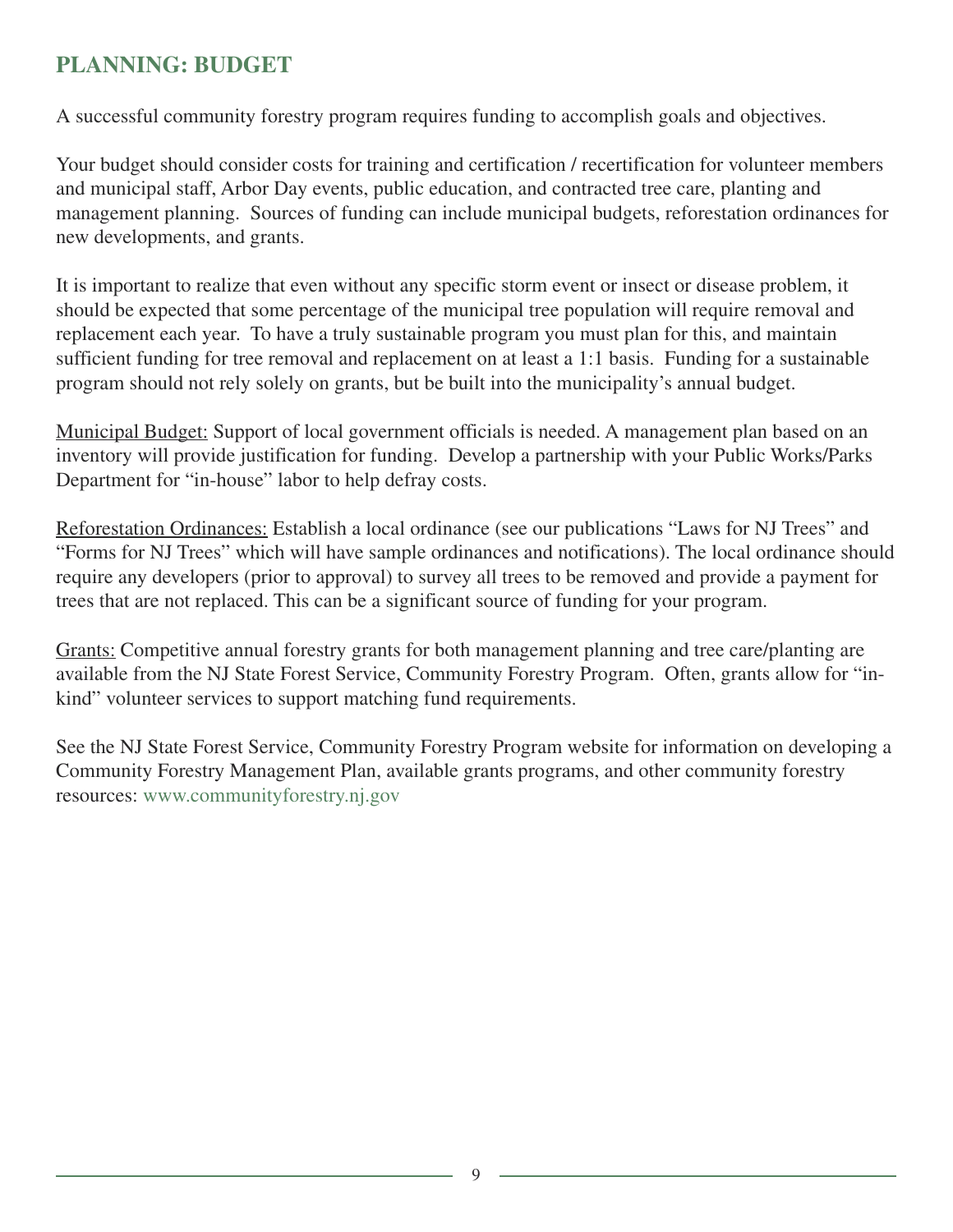## PLANNING: BUDGET

A successful community forestry program requires funding to accomplish goals and objectives.

Your budget should consider costs for training and certification / recertification for volunteer members and municipal staff, Arbor Day events, public education, and contracted tree care, planting and management planning. Sources of funding can include municipal budgets, reforestation ordinances for new developments, and grants.

It is important to realize that even without any specific storm event or insect or disease problem, it should be expected that some percentage of the municipal tree population will require removal and replacement each year. To have a truly sustainable program you must plan for this, and maintain sufficient funding for tree removal and replacement on at least a 1:1 basis. Funding for a sustainable program should not rely solely on grants, but be built into the municipality's annual budget.

Municipal Budget: Support of local government officials is needed. A management plan based on an inventory will provide justification for funding. Develop a partnership with your Public Works/Parks Department for "in-house" labor to help defray costs.

Reforestation Ordinances: Establish a local ordinance (see our publications "Laws for NJ Trees" and "Forms for NJ Trees" which will have sample ordinances and notifications). The local ordinance should require any developers (prior to approval) to survey all trees to be removed and provide a payment for trees that are not replaced. This can be a significant source of funding for your program.

Grants: Competitive annual forestry grants for both management planning and tree care/planting are available from the NJ State Forest Service, Community Forestry Program. Often, grants allow for "in-kind" volunteer services to support matching fund requirements.

See the NJ State Forest Service, Community Forestry Program website for information on developing a Community Forestry Management Plan, available grants programs, and other community forestry resources: www.communityforestry.nj.gov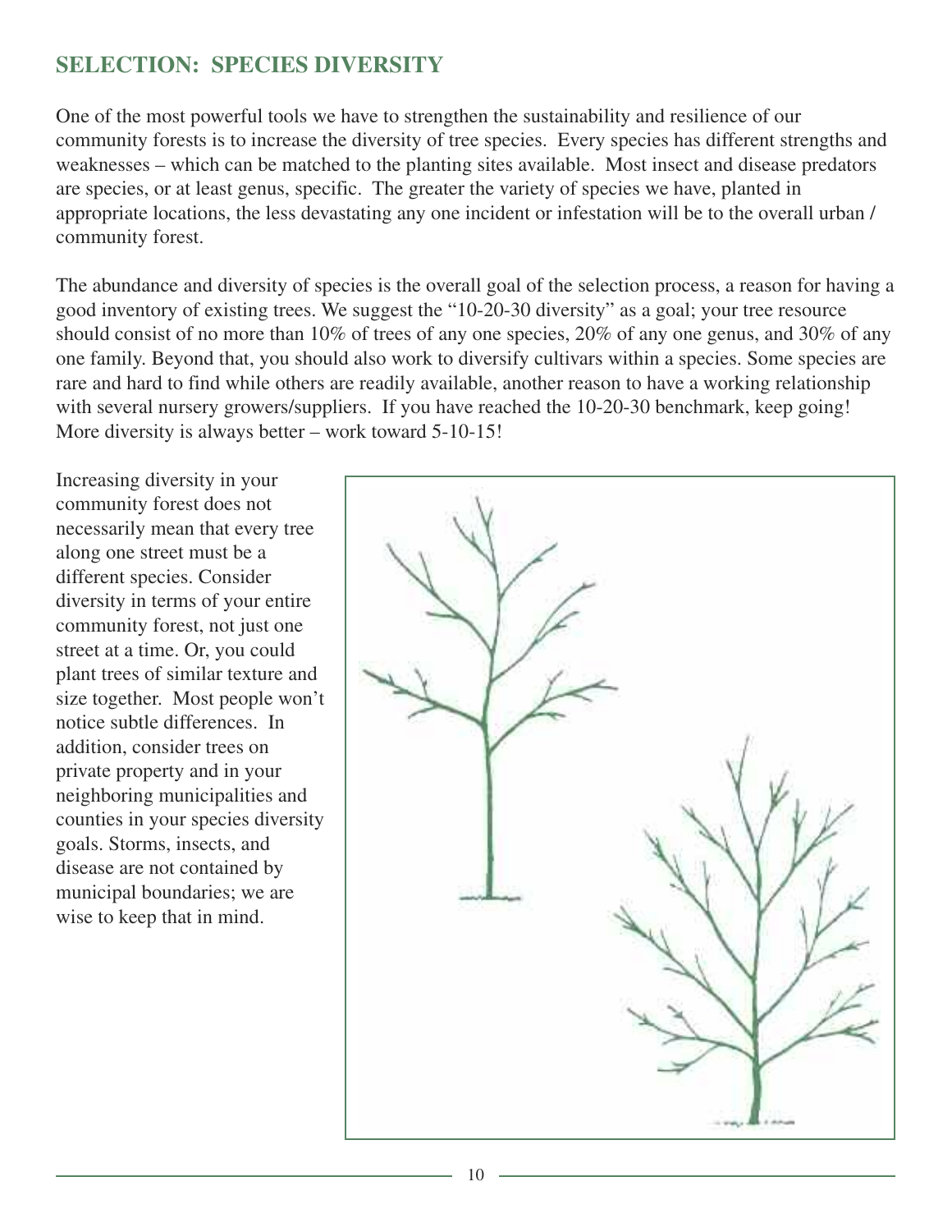## SELECTION: SPECIES DIVERSITY

One of the most powerful tools we have to strengthen the sustainability and resilience of our community forests is to increase the diversity of tree species. Every species has different strengths and weaknesses – which can be matched to the planting sites available. Most insect and disease predators are species, or at least genus, specific. The greater the variety of species we have, planted in appropriate locations, the less devastating any one incident or infestation will be to the overall urban / community forest.

The abundance and diversity of species is the overall goal of the selection process, a reason for having a good inventory of existing trees. We suggest the "10-20-30 diversity" as a goal; your tree resource should consist of no more than 10% of trees of any one species, 20% of any one genus, and 30% of any one family. Beyond that, you should also work to diversify cultivars within a species. Some species are rare and hard to find while others are readily available, another reason to have a working relationship with several nursery growers/suppliers. If you have reached the 10-20-30 benchmark, keep going! More diversity is always better – work toward 5-10-15!

Increasing diversity in your community forest does not necessarily mean that every tree along one street must be a different species. Consider diversity in terms of your entire community forest, not just one street at a time. Or, you could plant trees of similar texture and size together. Most people won't notice subtle differences. In addition, consider trees on private property and in your neighboring municipalities and counties in your species diversity goals. Storms, insects, and disease are not contained by municipal boundaries; we are wise to keep that in mind.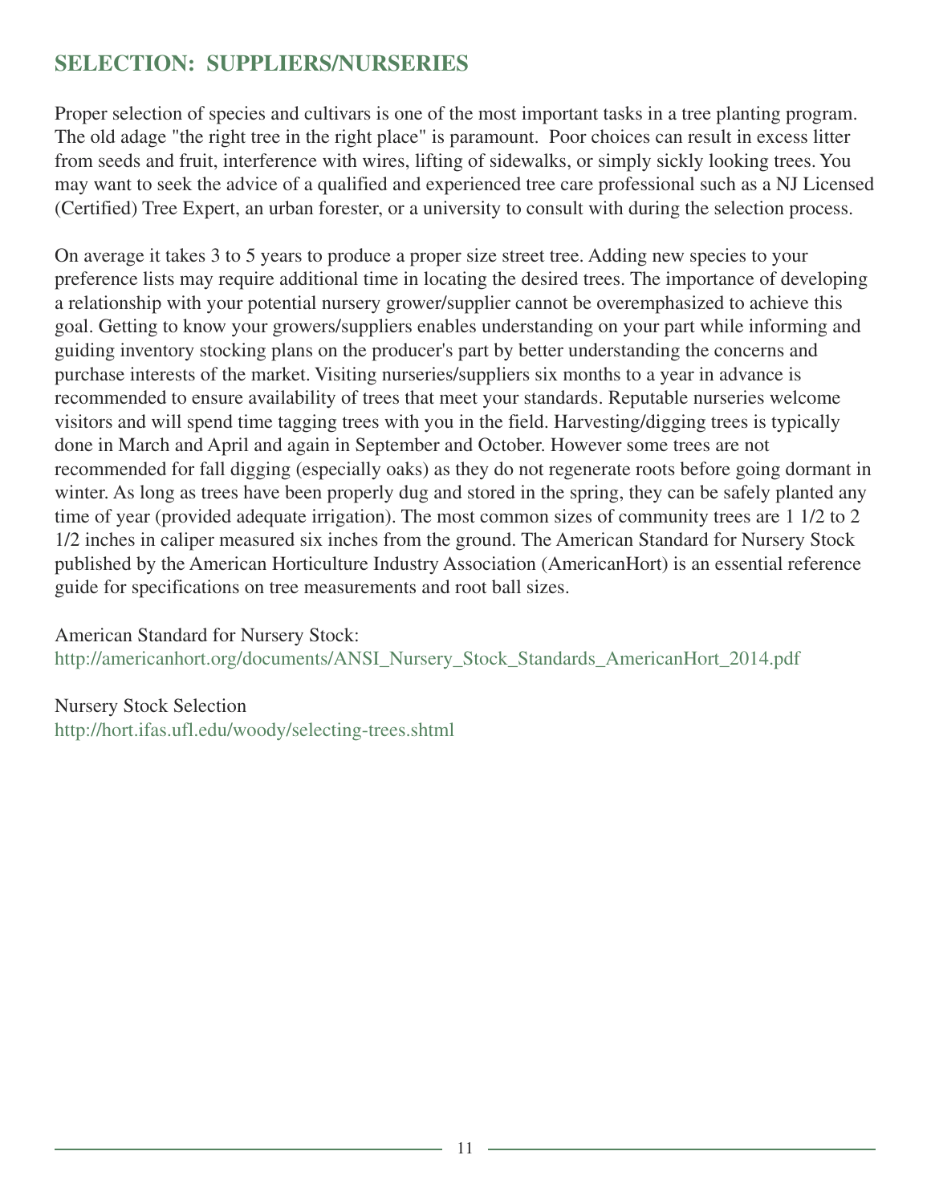## SELECTION: SUPPLIERS/NURSERIES

Proper selection of species and cultivars is one of the most important tasks in a tree planting program. The old adage "the right tree in the right place" is paramount. Poor choices can result in excess litter from seeds and fruit, interference with wires, lifting of sidewalks, or simply sickly looking trees. You may want to seek the advice of a qualified and experienced tree care professional such as a NJ Licensed (Certified) Tree Expert, an urban forester, or a university to consult with during the selection process.

On average it takes 3 to 5 years to produce a proper size street tree. Adding new species to your preference lists may require additional time in locating the desired trees. The importance of developing a relationship with your potential nursery grower/supplier cannot be overemphasized to achieve this goal. Getting to know your growers/suppliers enables understanding on your part while informing and guiding inventory stocking plans on the producer's part by better understanding the concerns and purchase interests of the market. Visiting nurseries/suppliers six months to a year in advance is recommended to ensure availability of trees that meet your standards. Reputable nurseries welcome visitors and will spend time tagging trees with you in the field. Harvesting/digging trees is typically done in March and April and again in September and October. However some trees are not recommended for fall digging (especially oaks) as they do not regenerate roots before going dormant in winter. As long as trees have been properly dug and stored in the spring, they can be safely planted any time of year (provided adequate irrigation). The most common sizes of community trees are 1 1/2 to 2 1/2 inches in caliper measured six inches from the ground. The American Standard for Nursery Stock published by the American Horticulture Industry Association (AmericanHort) is an essential reference guide for specifications on tree measurements and root ball sizes.

American Standard for Nursery Stock:
http://americanhort.org/documents/ANSI_Nursery_Stock_Standards_AmericanHort_2014.pdf

Nursery Stock Selection
http://hort.ifas.ufl.edu/woody/selecting-trees.shtml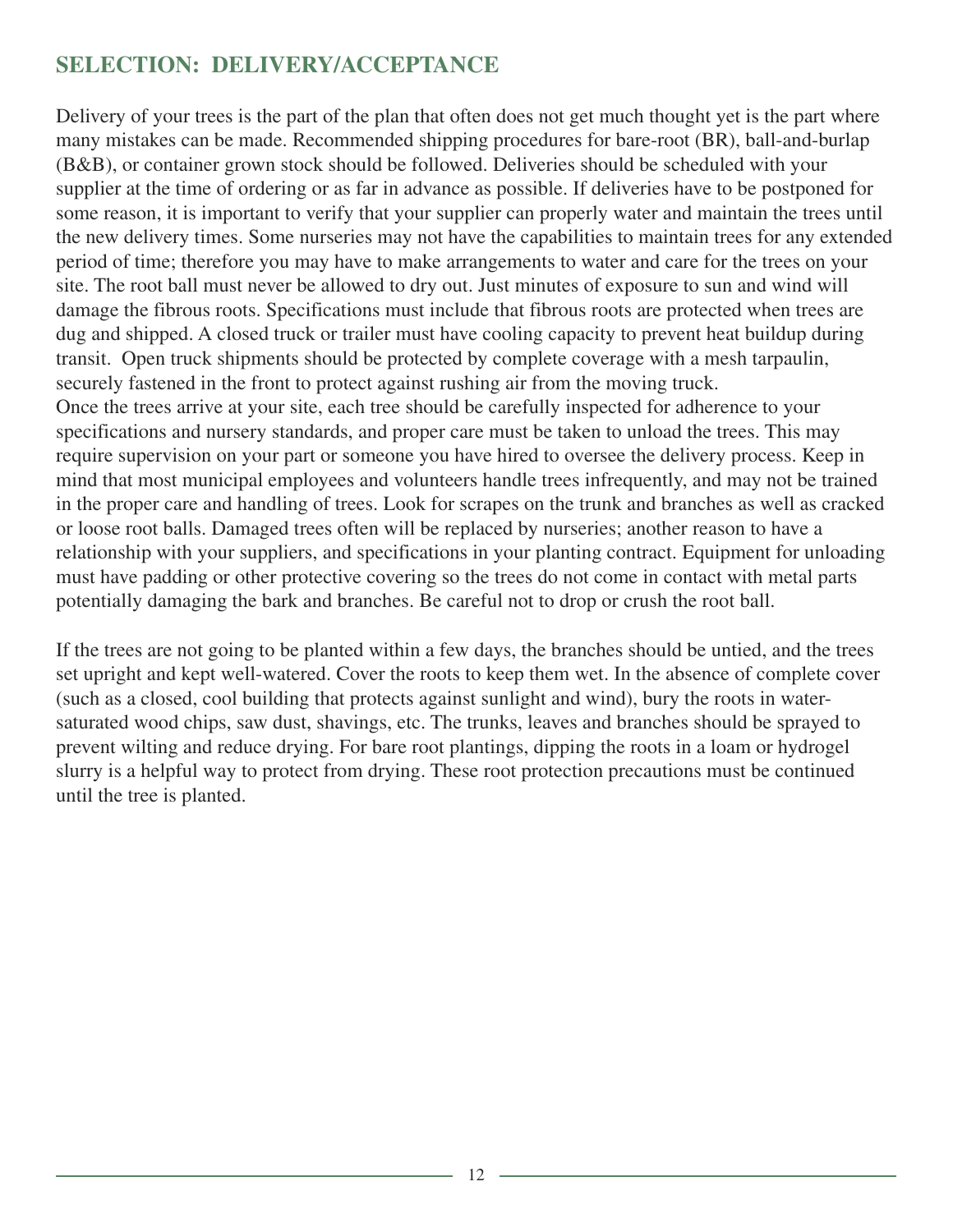## SELECTION: DELIVERY/ACCEPTANCE

Delivery of your trees is the part of the plan that often does not get much thought yet is the part where many mistakes can be made. Recommended shipping procedures for bare-root (BR), ball-and-burlap (B&B), or container grown stock should be followed. Deliveries should be scheduled with your supplier at the time of ordering or as far in advance as possible. If deliveries have to be postponed for some reason, it is important to verify that your supplier can properly water and maintain the trees until the new delivery times. Some nurseries may not have the capabilities to maintain trees for any extended period of time; therefore you may have to make arrangements to water and care for the trees on your site. The root ball must never be allowed to dry out. Just minutes of exposure to sun and wind will damage the fibrous roots. Specifications must include that fibrous roots are protected when trees are dug and shipped. A closed truck or trailer must have cooling capacity to prevent heat buildup during transit. Open truck shipments should be protected by complete coverage with a mesh tarpaulin, securely fastened in the front to protect against rushing air from the moving truck.

Once the trees arrive at your site, each tree should be carefully inspected for adherence to your specifications and nursery standards, and proper care must be taken to unload the trees. This may require supervision on your part or someone you have hired to oversee the delivery process. Keep in mind that most municipal employees and volunteers handle trees infrequently, and may not be trained in the proper care and handling of trees. Look for scrapes on the trunk and branches as well as cracked or loose root balls. Damaged trees often will be replaced by nurseries; another reason to have a relationship with your suppliers, and specifications in your planting contract. Equipment for unloading must have padding or other protective covering so the trees do not come in contact with metal parts potentially damaging the bark and branches. Be careful not to drop or crush the root ball.

If the trees are not going to be planted within a few days, the branches should be untied, and the trees set upright and kept well-watered. Cover the roots to keep them wet. In the absence of complete cover (such as a closed, cool building that protects against sunlight and wind), bury the roots in water-saturated wood chips, saw dust, shavings, etc. The trunks, leaves and branches should be sprayed to prevent wilting and reduce drying. For bare root plantings, dipping the roots in a loam or hydrogel slurry is a helpful way to protect from drying. These root protection precautions must be continued until the tree is planted.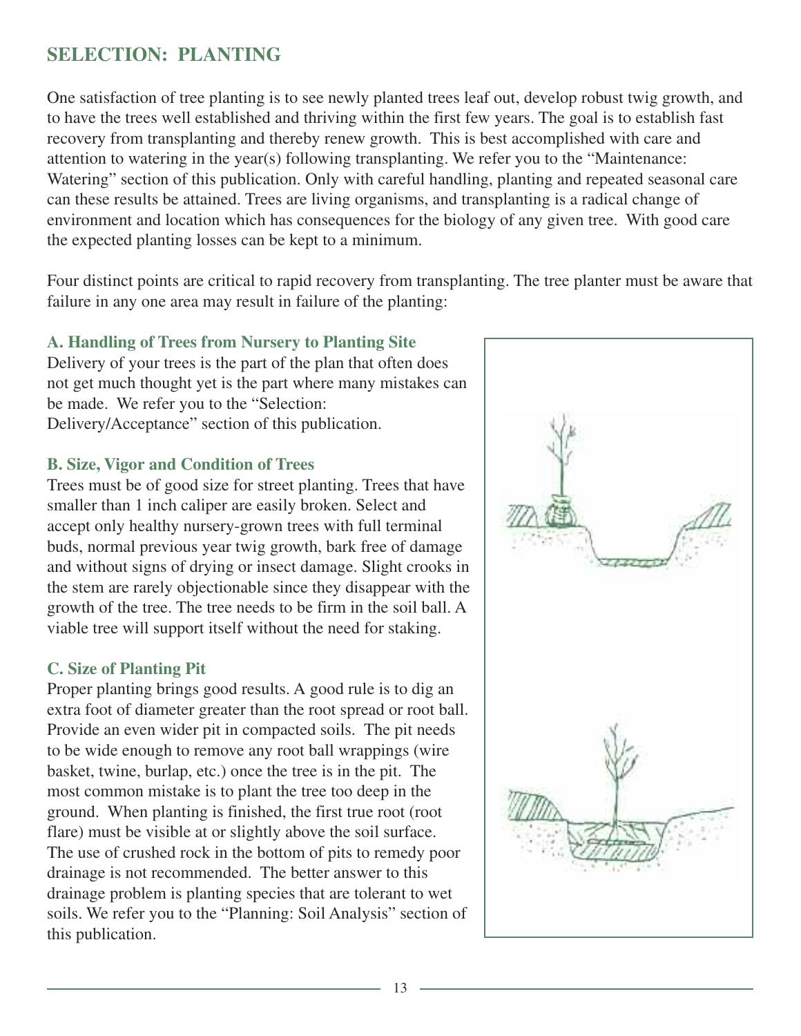## SELECTION: PLANTING

One satisfaction of tree planting is to see newly planted trees leaf out, develop robust twig growth, and to have the trees well established and thriving within the first few years. The goal is to establish fast recovery from transplanting and thereby renew growth. This is best accomplished with care and attention to watering in the year(s) following transplanting. We refer you to the "Maintenance: Watering" section of this publication. Only with careful handling, planting and repeated seasonal care can these results be attained. Trees are living organisms, and transplanting is a radical change of environment and location which has consequences for the biology of any given tree. With good care the expected planting losses can be kept to a minimum.

Four distinct points are critical to rapid recovery from transplanting. The tree planter must be aware that failure in any one area may result in failure of the planting:

### A. Handling of Trees from Nursery to Planting Site

Delivery of your trees is the part of the plan that often does not get much thought yet is the part where many mistakes can be made. We refer you to the "Selection: Delivery/Acceptance" section of this publication.

### B. Size, Vigor and Condition of Trees

Trees must be of good size for street planting. Trees that have smaller than 1 inch caliper are easily broken. Select and accept only healthy nursery-grown trees with full terminal buds, normal previous year twig growth, bark free of damage and without signs of drying or insect damage. Slight crooks in the stem are rarely objectionable since they disappear with the growth of the tree. The tree needs to be firm in the soil ball. A viable tree will support itself without the need for staking.

### C. Size of Planting Pit

Proper planting brings good results. A good rule is to dig an extra foot of diameter greater than the root spread or root ball. Provide an even wider pit in compacted soils. The pit needs to be wide enough to remove any root ball wrappings (wire basket, twine, burlap, etc.) once the tree is in the pit. The most common mistake is to plant the tree too deep in the ground. When planting is finished, the first true root (root flare) must be visible at or slightly above the soil surface. The use of crushed rock in the bottom of pits to remedy poor drainage is not recommended. The better answer to this drainage problem is planting species that are tolerant to wet soils. We refer you to the "Planning: Soil Analysis" section of this publication.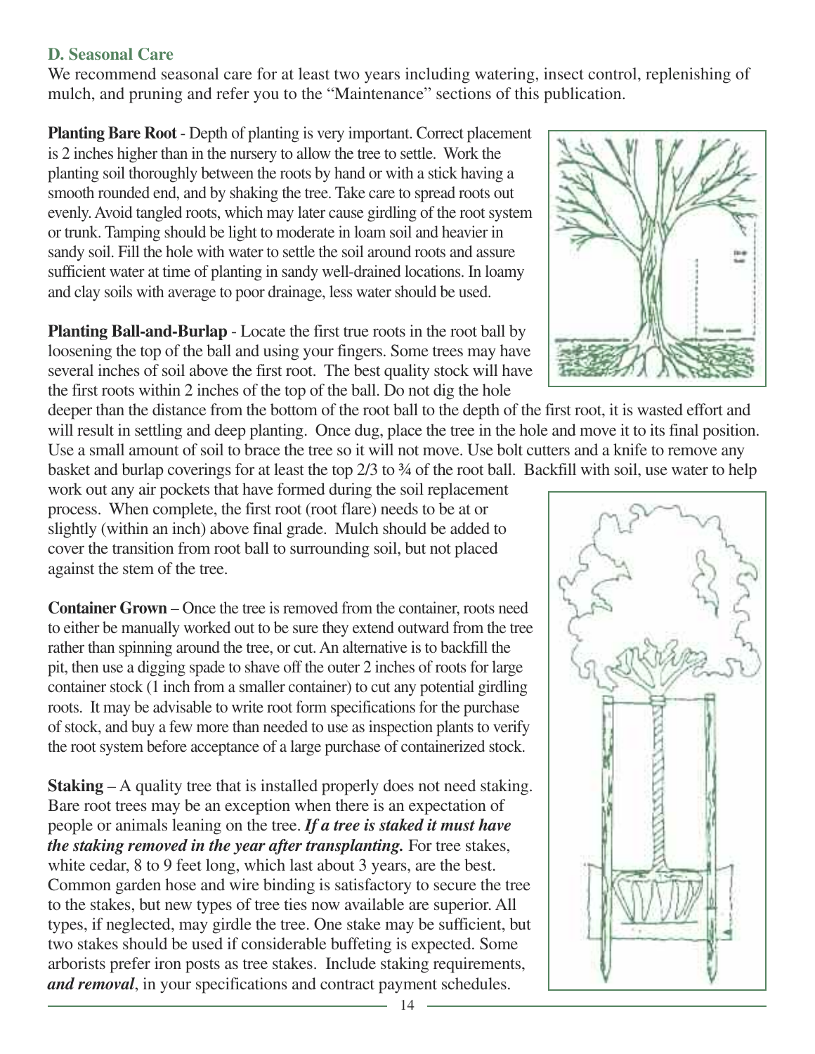### D. Seasonal Care

We recommend seasonal care for at least two years including watering, insect control, replenishing of mulch, and pruning and refer you to the "Maintenance" sections of this publication.

**Planting Bare Root** - Depth of planting is very important. Correct placement is 2 inches higher than in the nursery to allow the tree to settle. Work the planting soil thoroughly between the roots by hand or with a stick having a smooth rounded end, and by shaking the tree. Take care to spread roots out evenly. Avoid tangled roots, which may later cause girdling of the root system or trunk. Tamping should be light to moderate in loam soil and heavier in sandy soil. Fill the hole with water to settle the soil around roots and assure sufficient water at time of planting in sandy well-drained locations. In loamy and clay soils with average to poor drainage, less water should be used.

**Planting Ball-and-Burlap** - Locate the first true roots in the root ball by loosening the top of the ball and using your fingers. Some trees may have several inches of soil above the first root. The best quality stock will have the first roots within 2 inches of the top of the ball. Do not dig the hole deeper than the distance from the bottom of the root ball to the depth of the first root, it is wasted effort and will result in settling and deep planting. Once dug, place the tree in the hole and move it to its final position. Use a small amount of soil to brace the tree so it will not move. Use bolt cutters and a knife to remove any basket and burlap coverings for at least the top 2/3 to ¾ of the root ball. Backfill with soil, use water to help work out any air pockets that have formed during the soil replacement process. When complete, the first root (root flare) needs to be at or slightly (within an inch) above final grade. Mulch should be added to cover the transition from root ball to surrounding soil, but not placed against the stem of the tree.

**Container Grown** – Once the tree is removed from the container, roots need to either be manually worked out to be sure they extend outward from the tree rather than spinning around the tree, or cut. An alternative is to backfill the pit, then use a digging spade to shave off the outer 2 inches of roots for large container stock (1 inch from a smaller container) to cut any potential girdling roots. It may be advisable to write root form specifications for the purchase of stock, and buy a few more than needed to use as inspection plants to verify the root system before acceptance of a large purchase of containerized stock.

**Staking** – A quality tree that is installed properly does not need staking. Bare root trees may be an exception when there is an expectation of people or animals leaning on the tree. ***If a tree is staked it must have the staking removed in the year after transplanting.*** For tree stakes, white cedar, 8 to 9 feet long, which last about 3 years, are the best. Common garden hose and wire binding is satisfactory to secure the tree to the stakes, but new types of tree ties now available are superior. All types, if neglected, may girdle the tree. One stake may be sufficient, but two stakes should be used if considerable buffeting is expected. Some arborists prefer iron posts as tree stakes. Include staking requirements, ***and removal***, in your specifications and contract payment schedules.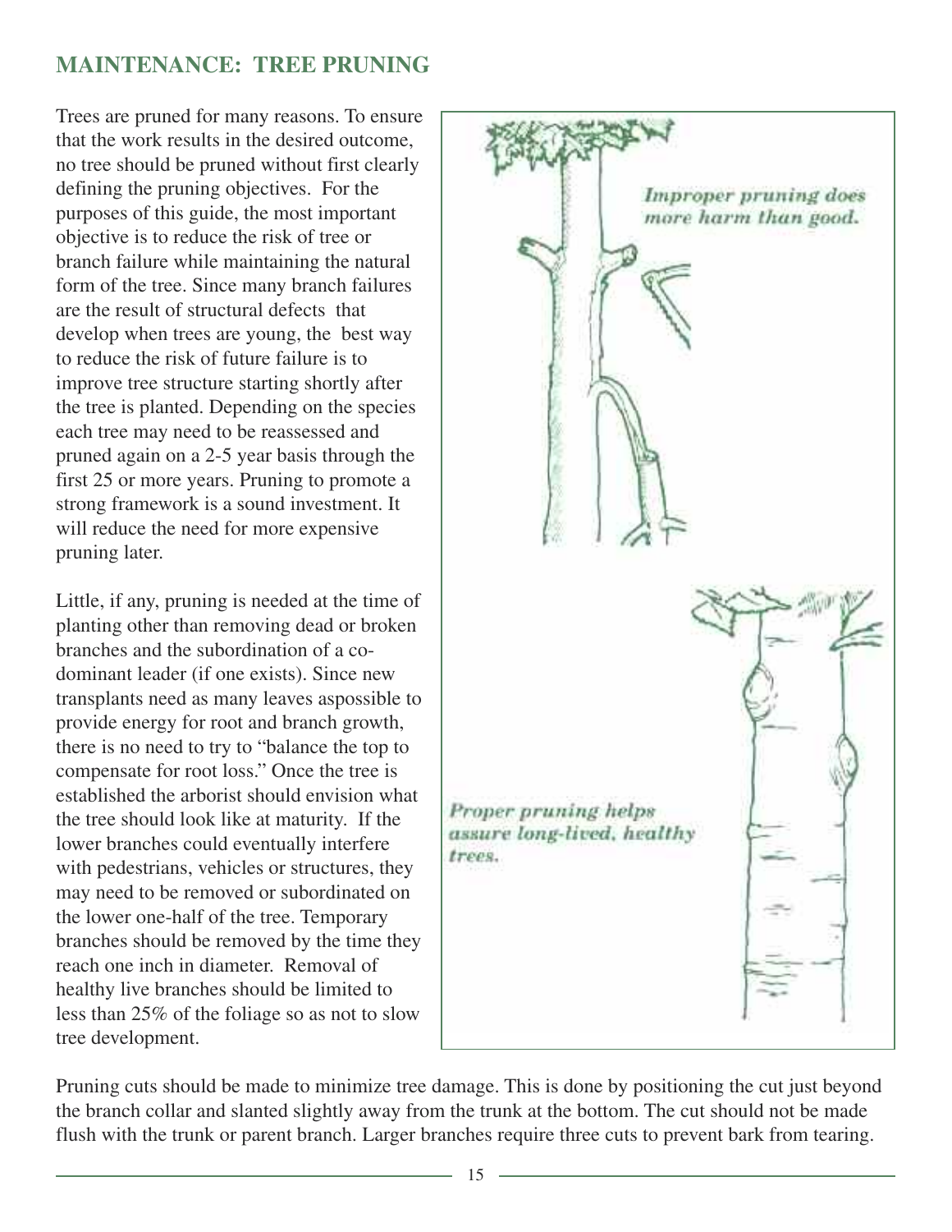## MAINTENANCE: TREE PRUNING

Trees are pruned for many reasons. To ensure that the work results in the desired outcome, no tree should be pruned without first clearly defining the pruning objectives. For the purposes of this guide, the most important objective is to reduce the risk of tree or branch failure while maintaining the natural form of the tree. Since many branch failures are the result of structural defects that develop when trees are young, the best way to reduce the risk of future failure is to improve tree structure starting shortly after the tree is planted. Depending on the species each tree may need to be reassessed and pruned again on a 2-5 year basis through the first 25 or more years. Pruning to promote a strong framework is a sound investment. It will reduce the need for more expensive pruning later.

Little, if any, pruning is needed at the time of planting other than removing dead or broken branches and the subordination of a co-dominant leader (if one exists). Since new transplants need as many leaves aspossible to provide energy for root and branch growth, there is no need to try to "balance the top to compensate for root loss." Once the tree is established the arborist should envision what the tree should look like at maturity. If the lower branches could eventually interfere with pedestrians, vehicles or structures, they may need to be removed or subordinated on the lower one-half of the tree. Temporary branches should be removed by the time they reach one inch in diameter. Removal of healthy live branches should be limited to less than 25% of the foliage so as not to slow tree development.

*Improper pruning does more harm than good.*

*Proper pruning helps assure long-lived, healthy trees.*

Pruning cuts should be made to minimize tree damage. This is done by positioning the cut just beyond the branch collar and slanted slightly away from the trunk at the bottom. The cut should not be made flush with the trunk or parent branch. Larger branches require three cuts to prevent bark from tearing.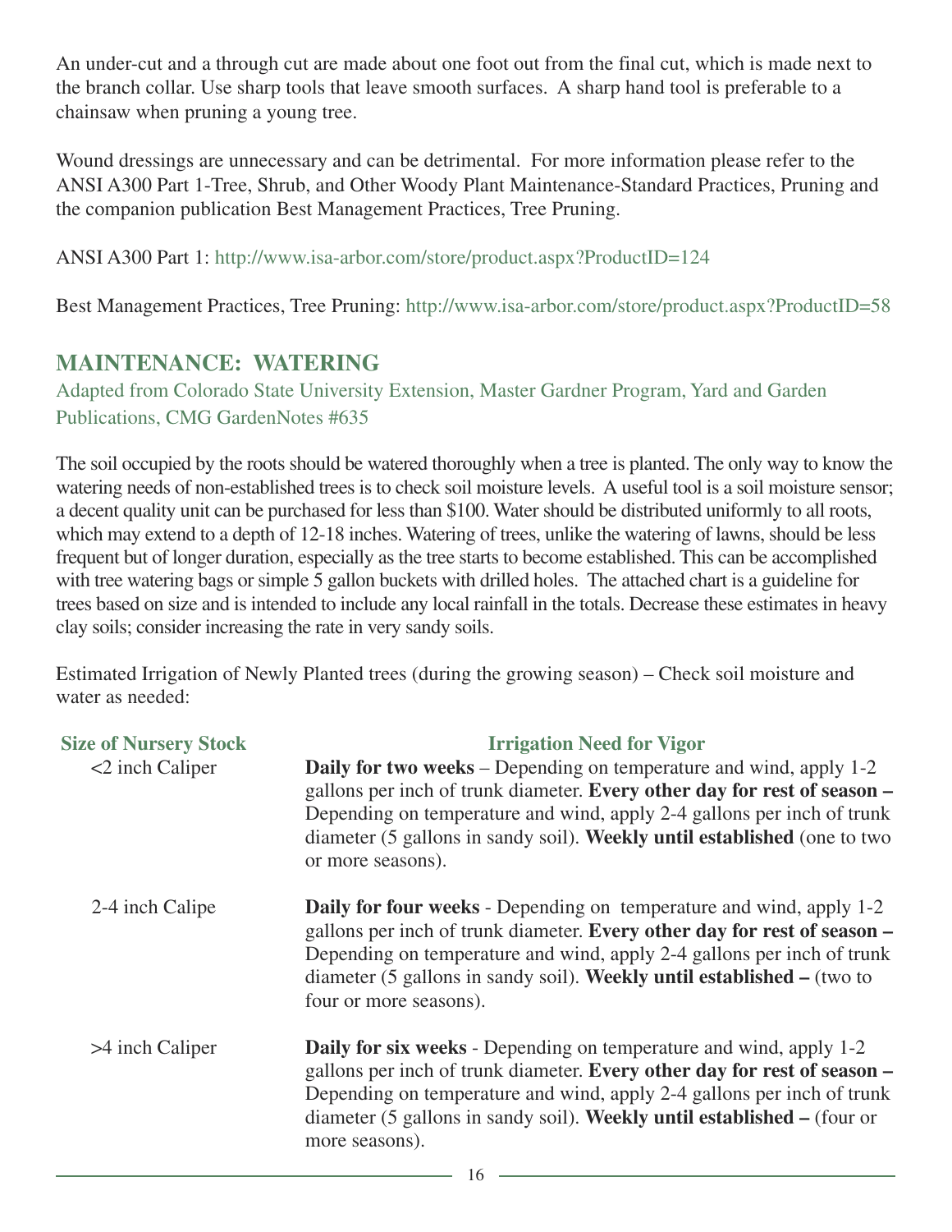An under-cut and a through cut are made about one foot out from the final cut, which is made next to the branch collar. Use sharp tools that leave smooth surfaces. A sharp hand tool is preferable to a chainsaw when pruning a young tree.

Wound dressings are unnecessary and can be detrimental. For more information please refer to the ANSI A300 Part 1-Tree, Shrub, and Other Woody Plant Maintenance-Standard Practices, Pruning and the companion publication Best Management Practices, Tree Pruning.

ANSI A300 Part 1: http://www.isa-arbor.com/store/product.aspx?ProductID=124

Best Management Practices, Tree Pruning: http://www.isa-arbor.com/store/product.aspx?ProductID=58

## MAINTENANCE: WATERING

Adapted from Colorado State University Extension, Master Gardner Program, Yard and Garden Publications, CMG GardenNotes #635

The soil occupied by the roots should be watered thoroughly when a tree is planted. The only way to know the watering needs of non-established trees is to check soil moisture levels. A useful tool is a soil moisture sensor; a decent quality unit can be purchased for less than $100. Water should be distributed uniformly to all roots, which may extend to a depth of 12-18 inches. Watering of trees, unlike the watering of lawns, should be less frequent but of longer duration, especially as the tree starts to become established. This can be accomplished with tree watering bags or simple 5 gallon buckets with drilled holes. The attached chart is a guideline for trees based on size and is intended to include any local rainfall in the totals. Decrease these estimates in heavy clay soils; consider increasing the rate in very sandy soils.

Estimated Irrigation of Newly Planted trees (during the growing season) – Check soil moisture and water as needed:

| Size of Nursery Stock | Irrigation Need for Vigor |
|---|---|
| <2 inch Caliper | **Daily for two weeks** – Depending on temperature and wind, apply 1-2 gallons per inch of trunk diameter. **Every other day for rest of season –** Depending on temperature and wind, apply 2-4 gallons per inch of trunk diameter (5 gallons in sandy soil). **Weekly until established** (one to two or more seasons). |
| 2-4 inch Calipe | **Daily for four weeks** - Depending on temperature and wind, apply 1-2 gallons per inch of trunk diameter. **Every other day for rest of season –** Depending on temperature and wind, apply 2-4 gallons per inch of trunk diameter (5 gallons in sandy soil). **Weekly until established –** (two to four or more seasons). |
| >4 inch Caliper | **Daily for six weeks** - Depending on temperature and wind, apply 1-2 gallons per inch of trunk diameter. **Every other day for rest of season –** Depending on temperature and wind, apply 2-4 gallons per inch of trunk diameter (5 gallons in sandy soil). **Weekly until established –** (four or more seasons). |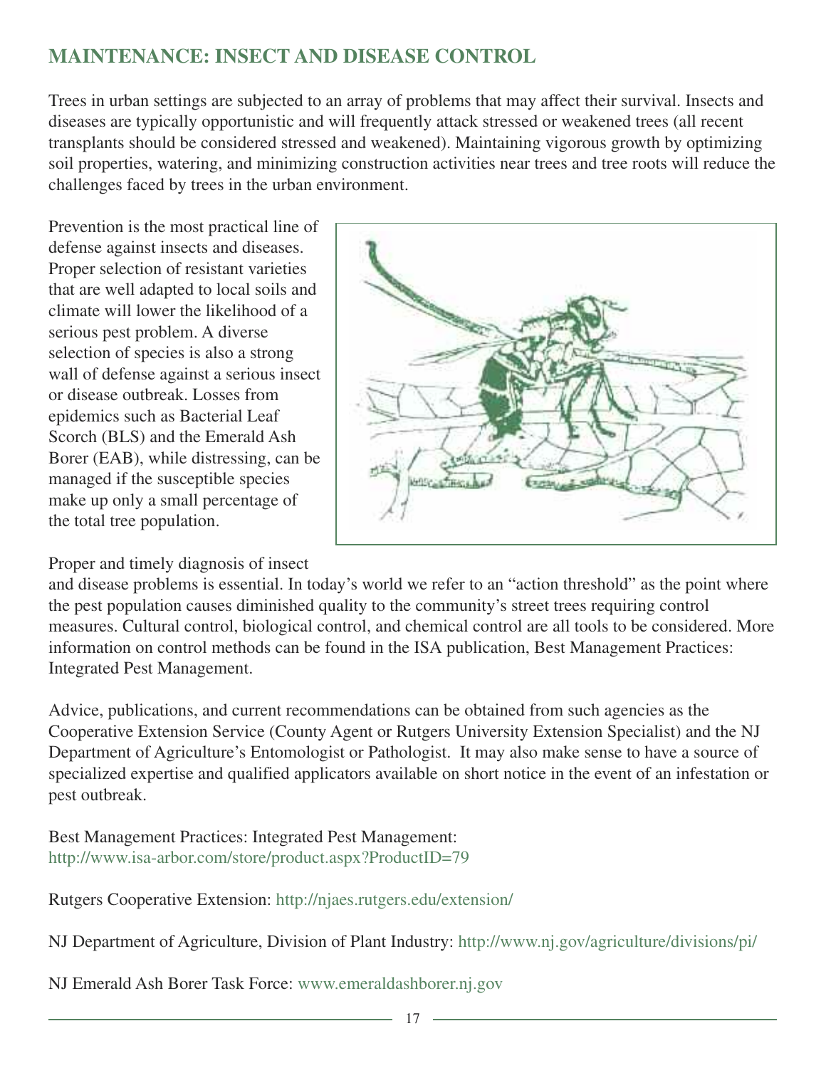## MAINTENANCE: INSECT AND DISEASE CONTROL

Trees in urban settings are subjected to an array of problems that may affect their survival. Insects and diseases are typically opportunistic and will frequently attack stressed or weakened trees (all recent transplants should be considered stressed and weakened). Maintaining vigorous growth by optimizing soil properties, watering, and minimizing construction activities near trees and tree roots will reduce the challenges faced by trees in the urban environment.

Prevention is the most practical line of defense against insects and diseases. Proper selection of resistant varieties that are well adapted to local soils and climate will lower the likelihood of a serious pest problem. A diverse selection of species is also a strong wall of defense against a serious insect or disease outbreak. Losses from epidemics such as Bacterial Leaf Scorch (BLS) and the Emerald Ash Borer (EAB), while distressing, can be managed if the susceptible species make up only a small percentage of the total tree population.

Proper and timely diagnosis of insect and disease problems is essential. In today's world we refer to an "action threshold" as the point where the pest population causes diminished quality to the community's street trees requiring control measures. Cultural control, biological control, and chemical control are all tools to be considered. More information on control methods can be found in the ISA publication, Best Management Practices: Integrated Pest Management.

Advice, publications, and current recommendations can be obtained from such agencies as the Cooperative Extension Service (County Agent or Rutgers University Extension Specialist) and the NJ Department of Agriculture's Entomologist or Pathologist. It may also make sense to have a source of specialized expertise and qualified applicators available on short notice in the event of an infestation or pest outbreak.

Best Management Practices: Integrated Pest Management:
http://www.isa-arbor.com/store/product.aspx?ProductID=79

Rutgers Cooperative Extension: http://njaes.rutgers.edu/extension/

NJ Department of Agriculture, Division of Plant Industry: http://www.nj.gov/agriculture/divisions/pi/

NJ Emerald Ash Borer Task Force: www.emeraldashborer.nj.gov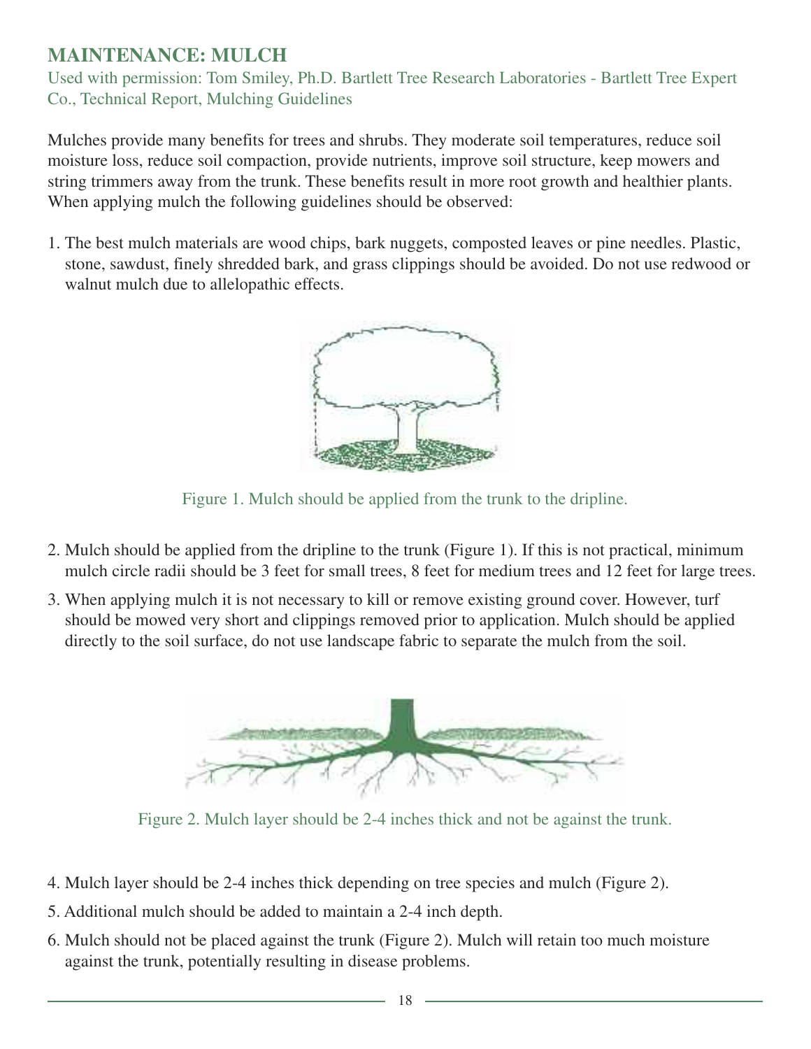## MAINTENANCE: MULCH

Used with permission: Tom Smiley, Ph.D. Bartlett Tree Research Laboratories - Bartlett Tree Expert Co., Technical Report, Mulching Guidelines

Mulches provide many benefits for trees and shrubs. They moderate soil temperatures, reduce soil moisture loss, reduce soil compaction, provide nutrients, improve soil structure, keep mowers and string trimmers away from the trunk. These benefits result in more root growth and healthier plants. When applying mulch the following guidelines should be observed:

1. The best mulch materials are wood chips, bark nuggets, composted leaves or pine needles. Plastic, stone, sawdust, finely shredded bark, and grass clippings should be avoided. Do not use redwood or walnut mulch due to allelopathic effects.

Figure 1. Mulch should be applied from the trunk to the dripline.

2. Mulch should be applied from the dripline to the trunk (Figure 1). If this is not practical, minimum mulch circle radii should be 3 feet for small trees, 8 feet for medium trees and 12 feet for large trees.
3. When applying mulch it is not necessary to kill or remove existing ground cover. However, turf should be mowed very short and clippings removed prior to application. Mulch should be applied directly to the soil surface, do not use landscape fabric to separate the mulch from the soil.

Figure 2. Mulch layer should be 2-4 inches thick and not be against the trunk.

4. Mulch layer should be 2-4 inches thick depending on tree species and mulch (Figure 2).
5. Additional mulch should be added to maintain a 2-4 inch depth.
6. Mulch should not be placed against the trunk (Figure 2). Mulch will retain too much moisture against the trunk, potentially resulting in disease problems.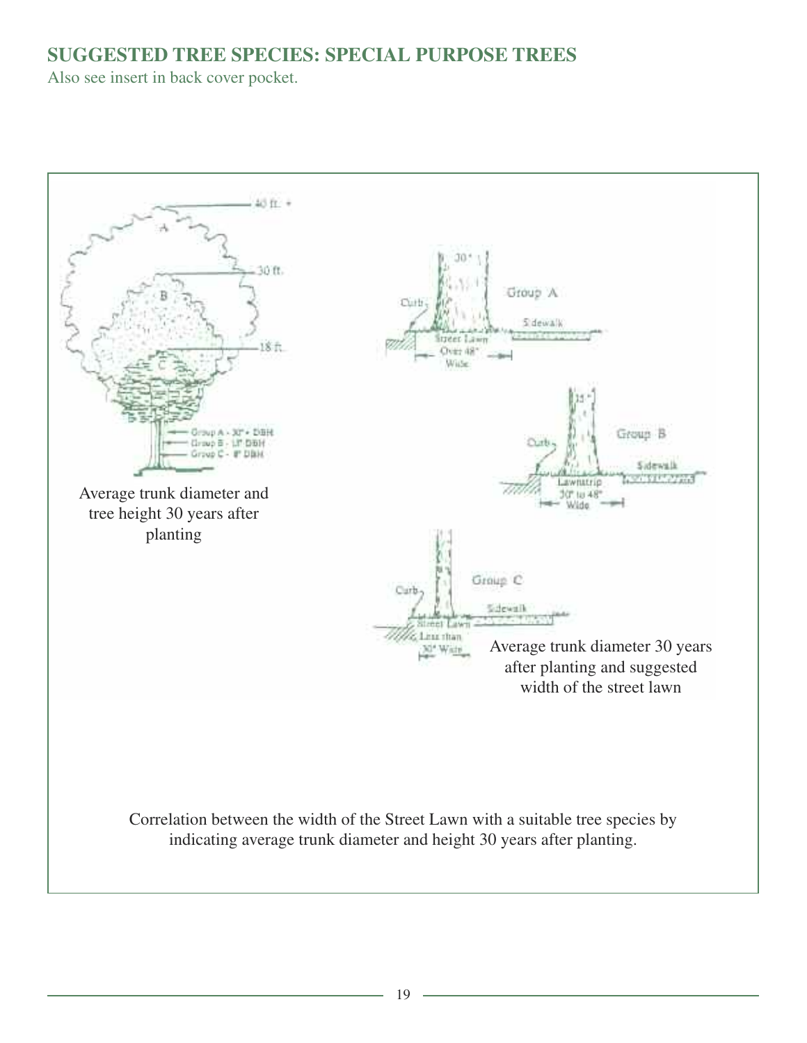## SUGGESTED TREE SPECIES: SPECIAL PURPOSE TREES

Also see insert in back cover pocket.

Average trunk diameter and tree height 30 years after planting

Average trunk diameter 30 years after planting and suggested width of the street lawn

Correlation between the width of the Street Lawn with a suitable tree species by indicating average trunk diameter and height 30 years after planting.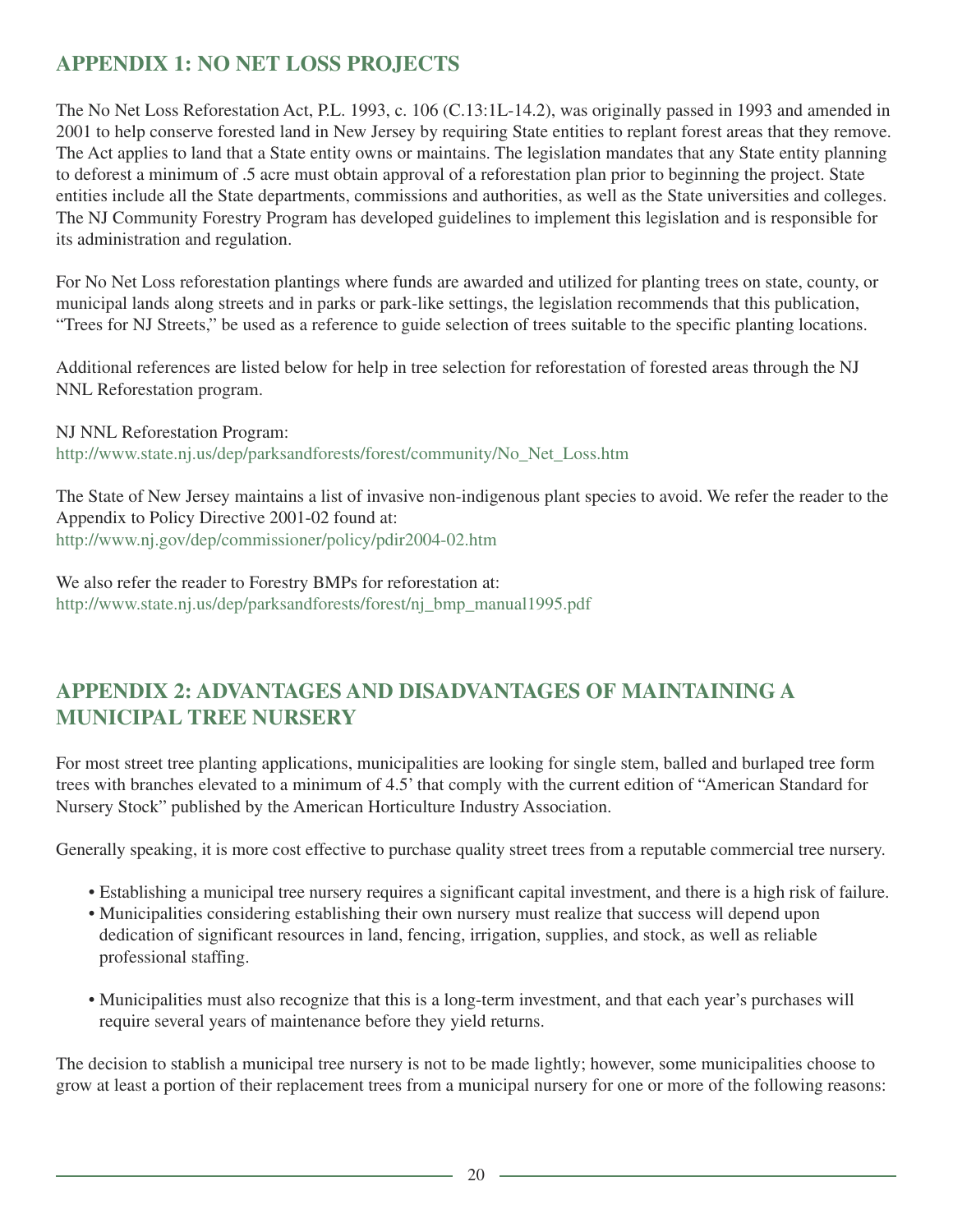## APPENDIX 1: NO NET LOSS PROJECTS

The No Net Loss Reforestation Act, P.L. 1993, c. 106 (C.13:1L-14.2), was originally passed in 1993 and amended in 2001 to help conserve forested land in New Jersey by requiring State entities to replant forest areas that they remove. The Act applies to land that a State entity owns or maintains. The legislation mandates that any State entity planning to deforest a minimum of .5 acre must obtain approval of a reforestation plan prior to beginning the project. State entities include all the State departments, commissions and authorities, as well as the State universities and colleges. The NJ Community Forestry Program has developed guidelines to implement this legislation and is responsible for its administration and regulation.

For No Net Loss reforestation plantings where funds are awarded and utilized for planting trees on state, county, or municipal lands along streets and in parks or park-like settings, the legislation recommends that this publication, "Trees for NJ Streets," be used as a reference to guide selection of trees suitable to the specific planting locations.

Additional references are listed below for help in tree selection for reforestation of forested areas through the NJ NNL Reforestation program.

NJ NNL Reforestation Program:
http://www.state.nj.us/dep/parksandforests/forest/community/No_Net_Loss.htm

The State of New Jersey maintains a list of invasive non-indigenous plant species to avoid. We refer the reader to the Appendix to Policy Directive 2001-02 found at:
http://www.nj.gov/dep/commissioner/policy/pdir2004-02.htm

We also refer the reader to Forestry BMPs for reforestation at:
http://www.state.nj.us/dep/parksandforests/forest/nj_bmp_manual1995.pdf

## APPENDIX 2: ADVANTAGES AND DISADVANTAGES OF MAINTAINING A MUNICIPAL TREE NURSERY

For most street tree planting applications, municipalities are looking for single stem, balled and burlaped tree form trees with branches elevated to a minimum of 4.5' that comply with the current edition of "American Standard for Nursery Stock" published by the American Horticulture Industry Association.

Generally speaking, it is more cost effective to purchase quality street trees from a reputable commercial tree nursery.

- Establishing a municipal tree nursery requires a significant capital investment, and there is a high risk of failure.
- Municipalities considering establishing their own nursery must realize that success will depend upon dedication of significant resources in land, fencing, irrigation, supplies, and stock, as well as reliable professional staffing.
- Municipalities must also recognize that this is a long-term investment, and that each year's purchases will require several years of maintenance before they yield returns.

The decision to stablish a municipal tree nursery is not to be made lightly; however, some municipalities choose to grow at least a portion of their replacement trees from a municipal nursery for one or more of the following reasons: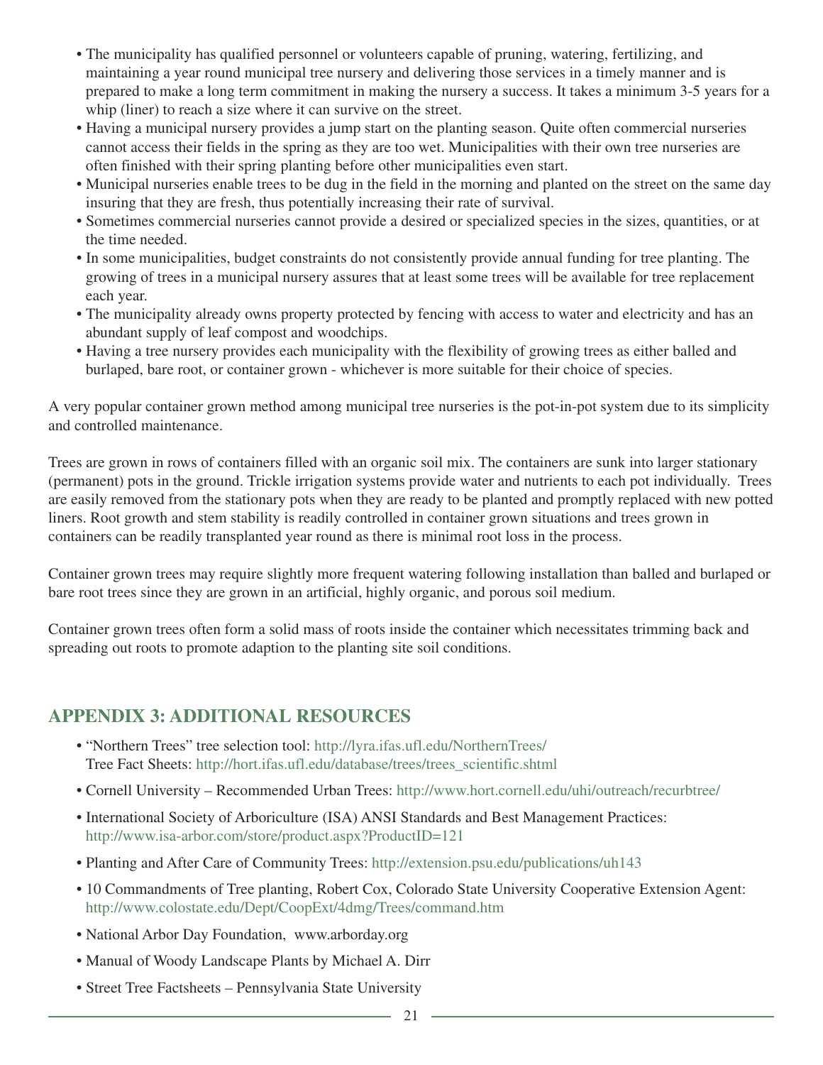- The municipality has qualified personnel or volunteers capable of pruning, watering, fertilizing, and maintaining a year round municipal tree nursery and delivering those services in a timely manner and is prepared to make a long term commitment in making the nursery a success. It takes a minimum 3-5 years for a whip (liner) to reach a size where it can survive on the street.
- Having a municipal nursery provides a jump start on the planting season. Quite often commercial nurseries cannot access their fields in the spring as they are too wet. Municipalities with their own tree nurseries are often finished with their spring planting before other municipalities even start.
- Municipal nurseries enable trees to be dug in the field in the morning and planted on the street on the same day insuring that they are fresh, thus potentially increasing their rate of survival.
- Sometimes commercial nurseries cannot provide a desired or specialized species in the sizes, quantities, or at the time needed.
- In some municipalities, budget constraints do not consistently provide annual funding for tree planting. The growing of trees in a municipal nursery assures that at least some trees will be available for tree replacement each year.
- The municipality already owns property protected by fencing with access to water and electricity and has an abundant supply of leaf compost and woodchips.
- Having a tree nursery provides each municipality with the flexibility of growing trees as either balled and burlaped, bare root, or container grown - whichever is more suitable for their choice of species.

A very popular container grown method among municipal tree nurseries is the pot-in-pot system due to its simplicity and controlled maintenance.

Trees are grown in rows of containers filled with an organic soil mix. The containers are sunk into larger stationary (permanent) pots in the ground. Trickle irrigation systems provide water and nutrients to each pot individually. Trees are easily removed from the stationary pots when they are ready to be planted and promptly replaced with new potted liners. Root growth and stem stability is readily controlled in container grown situations and trees grown in containers can be readily transplanted year round as there is minimal root loss in the process.

Container grown trees may require slightly more frequent watering following installation than balled and burlaped or bare root trees since they are grown in an artificial, highly organic, and porous soil medium.

Container grown trees often form a solid mass of roots inside the container which necessitates trimming back and spreading out roots to promote adaption to the planting site soil conditions.

## APPENDIX 3: ADDITIONAL RESOURCES

- "Northern Trees" tree selection tool: http://lyra.ifas.ufl.edu/NorthernTrees/
  Tree Fact Sheets: http://hort.ifas.ufl.edu/database/trees/trees_scientific.shtml
- Cornell University – Recommended Urban Trees: http://www.hort.cornell.edu/uhi/outreach/recurbtree/
- International Society of Arboriculture (ISA) ANSI Standards and Best Management Practices: http://www.isa-arbor.com/store/product.aspx?ProductID=121
- Planting and After Care of Community Trees: http://extension.psu.edu/publications/uh143
- 10 Commandments of Tree planting, Robert Cox, Colorado State University Cooperative Extension Agent: http://www.colostate.edu/Dept/CoopExt/4dmg/Trees/command.htm
- National Arbor Day Foundation, www.arborday.org
- Manual of Woody Landscape Plants by Michael A. Dirr
- Street Tree Factsheets – Pennsylvania State University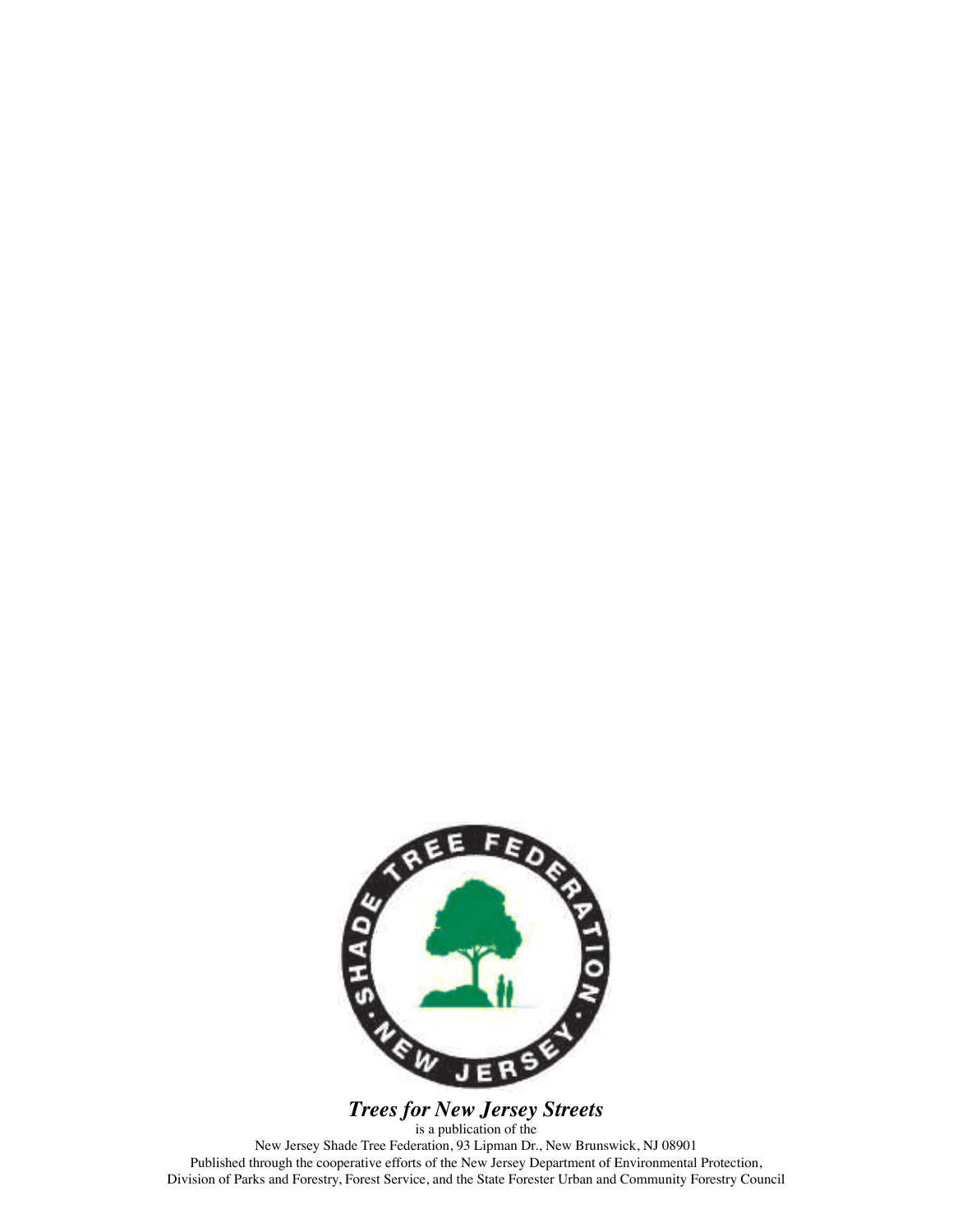***Trees for New Jersey Streets***

is a publication of the

New Jersey Shade Tree Federation, 93 Lipman Dr., New Brunswick, NJ 08901

Published through the cooperative efforts of the New Jersey Department of Environmental Protection, Division of Parks and Forestry, Forest Service, and the State Forester Urban and Community Forestry Council